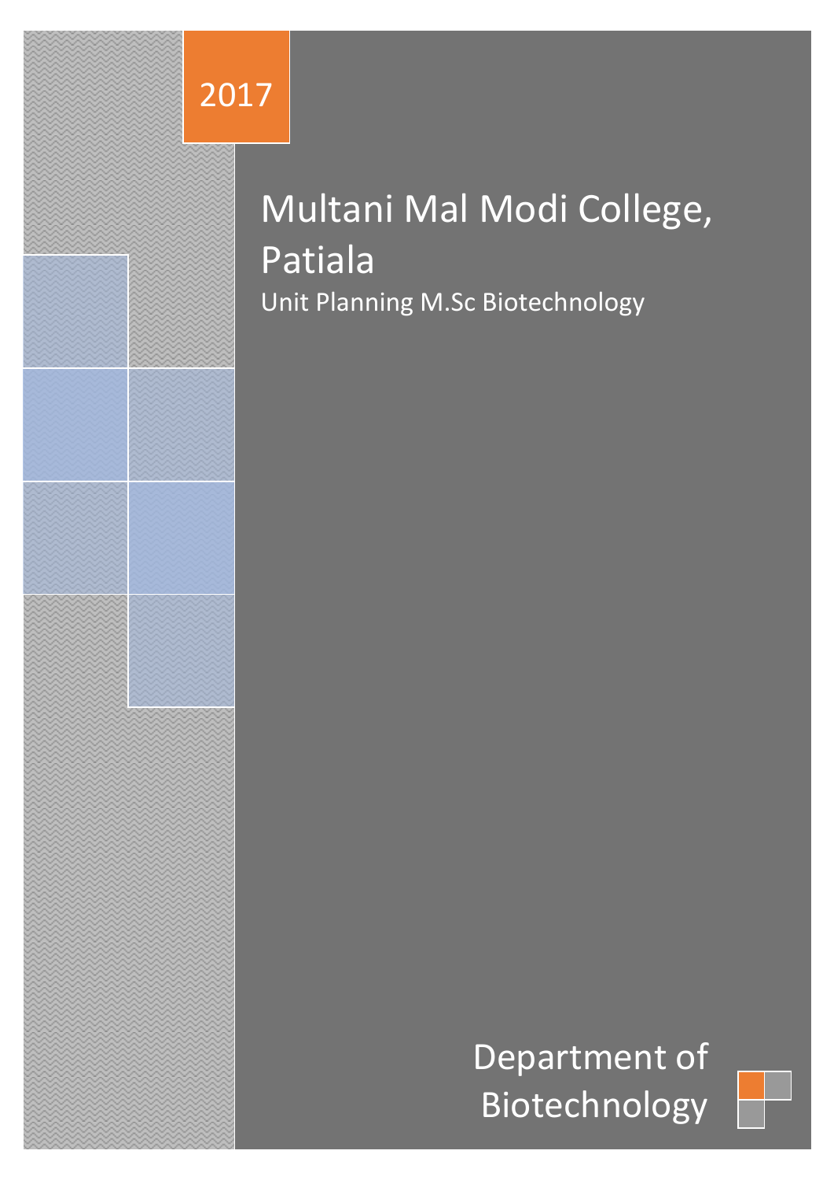2017

# Multani Mal Modi College, Patiala

Unit Planning M.Sc Biotechnology

Department of Biotechnology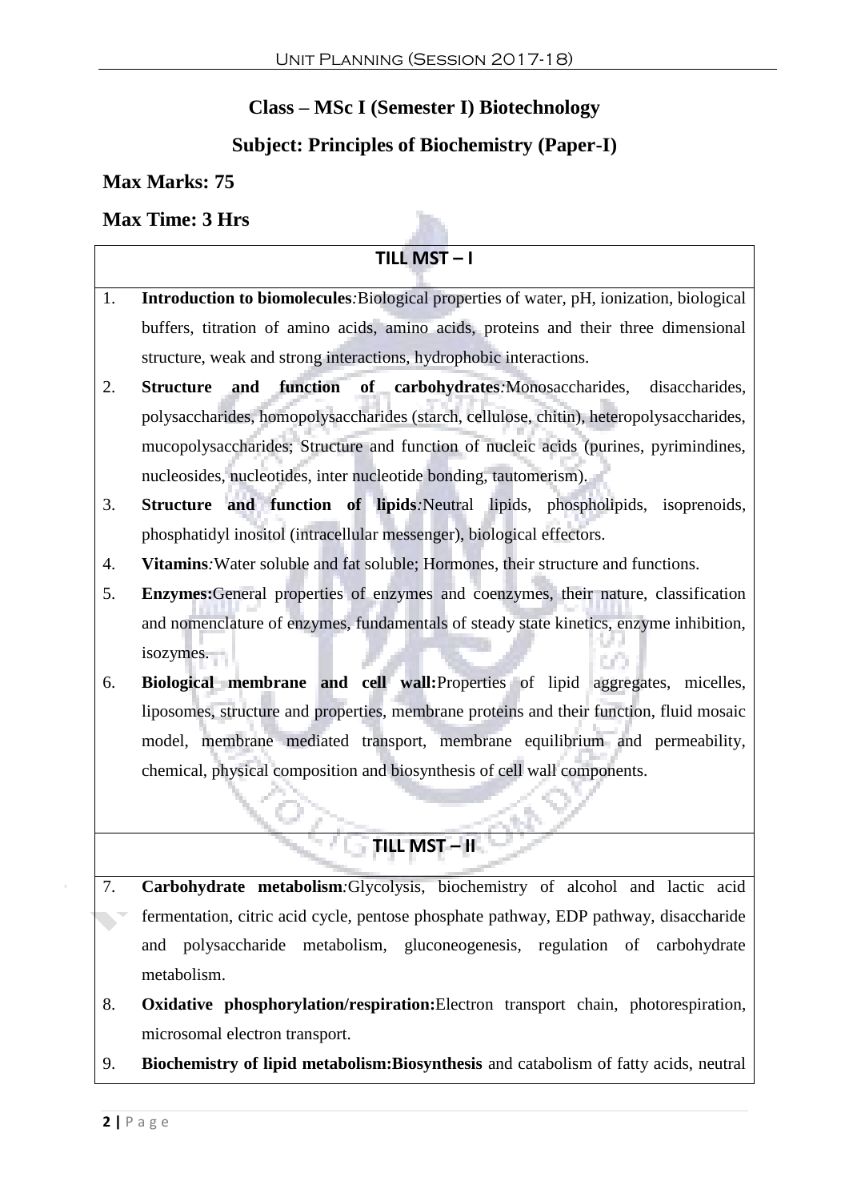## Class – MSc I (Semester I) Biotechnology

## Subject: Principles of Biochemistry (Paper-I)

**Max Marks: 75**

**Max Time: 3 Hrs**

### TILL MST – I

1. **Introduction to biomolecules***:*Biological properties of water, pH, ionization, biological buffers, titration of amino acids, amino acids, proteins and their three dimensional structure, weak and strong interactions, hydrophobic interactions.
2. **Structure and function of carbohydrates***:*Monosaccharides, disaccharides, polysaccharides, homopolysaccharides (starch, cellulose, chitin), heteropolysaccharides, mucopolysaccharides; Structure and function of nucleic acids (purines, pyrimindines, nucleosides, nucleotides, inter nucleotide bonding, tautomerism).
3. **Structure and function of lipids***:*Neutral lipids, phospholipids, isoprenoids, phosphatidyl inositol (intracellular messenger), biological effectors.
4. **Vitamins***:*Water soluble and fat soluble; Hormones, their structure and functions.
5. **Enzymes:**General properties of enzymes and coenzymes, their nature, classification and nomenclature of enzymes, fundamentals of steady state kinetics, enzyme inhibition, isozymes.
6. **Biological membrane and cell wall:**Properties of lipid aggregates, micelles, liposomes, structure and properties, membrane proteins and their function, fluid mosaic model, membrane mediated transport, membrane equilibrium and permeability, chemical, physical composition and biosynthesis of cell wall components.

### TILL MST – II

7. **Carbohydrate metabolism***:*Glycolysis, biochemistry of alcohol and lactic acid fermentation, citric acid cycle, pentose phosphate pathway, EDP pathway, disaccharide and polysaccharide metabolism, gluconeogenesis, regulation of carbohydrate metabolism.
8. **Oxidative phosphorylation/respiration:**Electron transport chain, photorespiration, microsomal electron transport.
9. **Biochemistry of lipid metabolism:Biosynthesis** and catabolism of fatty acids, neutral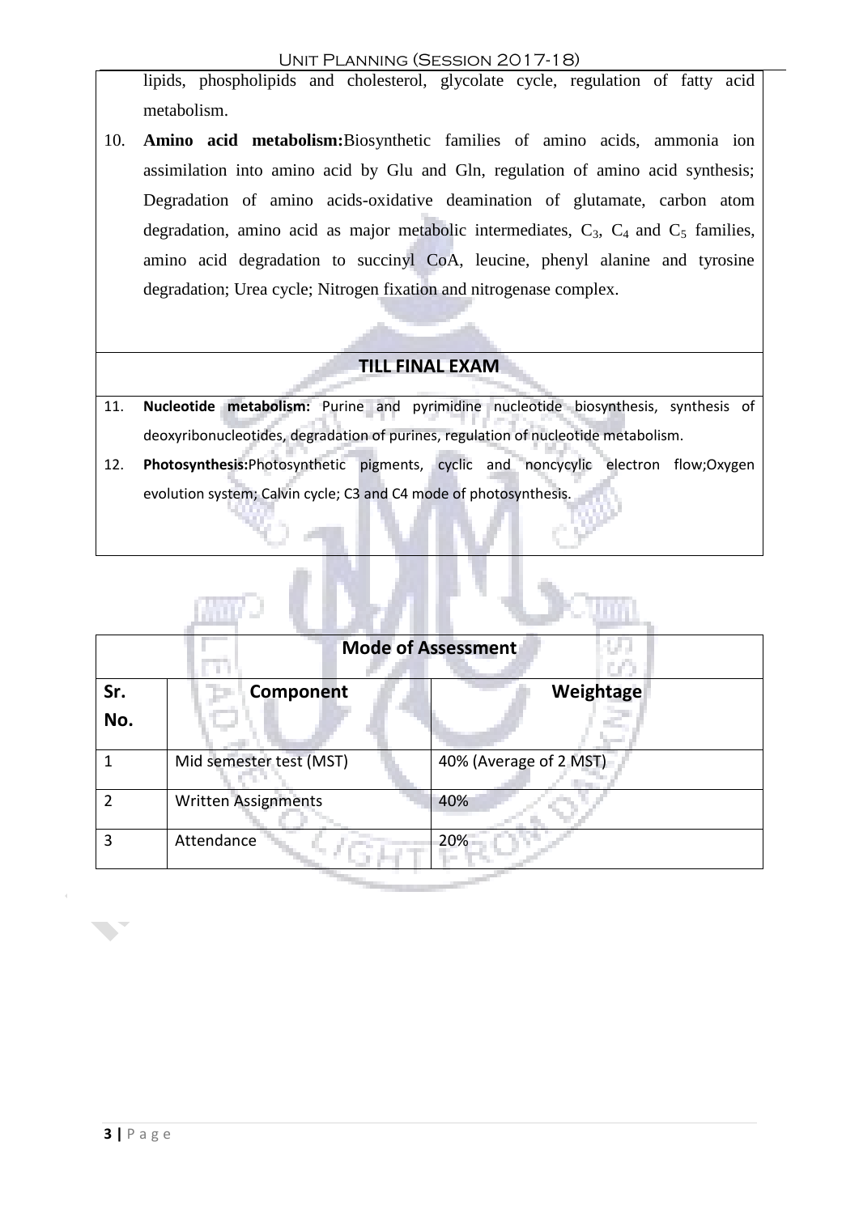lipids, phospholipids and cholesterol, glycolate cycle, regulation of fatty acid metabolism.

10. **Amino acid metabolism:** Biosynthetic families of amino acids, ammonia ion assimilation into amino acid by Glu and Gln, regulation of amino acid synthesis; Degradation of amino acids-oxidative deamination of glutamate, carbon atom degradation, amino acid as major metabolic intermediates, $C_3$, $C_4$ and $C_5$ families, amino acid degradation to succinyl CoA, leucine, phenyl alanine and tyrosine degradation; Urea cycle; Nitrogen fixation and nitrogenase complex.

**TILL FINAL EXAM**

11. **Nucleotide metabolism:** Purine and pyrimidine nucleotide biosynthesis, synthesis of deoxyribonucleotides, degradation of purines, regulation of nucleotide metabolism.
12. **Photosynthesis:** Photosynthetic pigments, cyclic and noncyclic electron flow; Oxygen evolution system; Calvin cycle; C3 and C4 mode of photosynthesis.

**Mode of Assessment**

| Sr. No. | Component | Weightage |
|---|---|---|
| 1 | Mid semester test (MST) | 40% (Average of 2 MST) |
| 2 | Written Assignments | 40% |
| 3 | Attendance | 20% |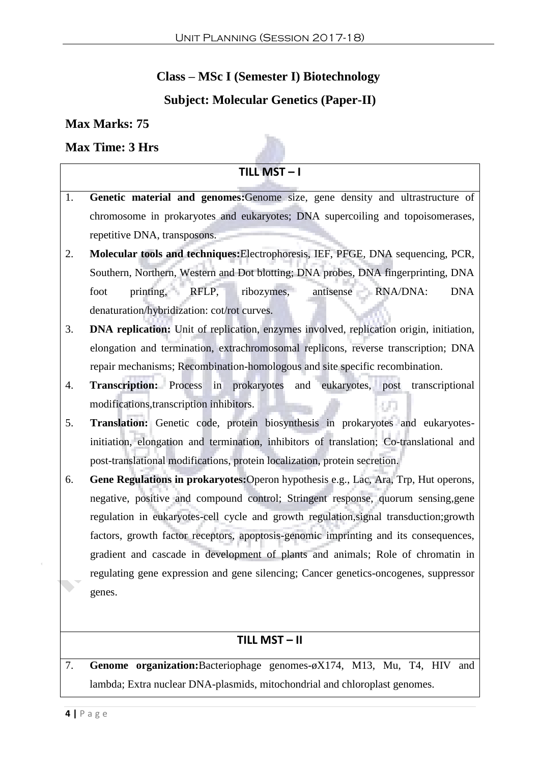**Class – MSc I (Semester I) Biotechnology**

**Subject: Molecular Genetics (Paper-II)**

**Max Marks: 75**

**Max Time: 3 Hrs**

### TILL MST – I

1. **Genetic material and genomes:**Genome size, gene density and ultrastructure of chromosome in prokaryotes and eukaryotes; DNA supercoiling and topoisomerases, repetitive DNA, transposons.
2. **Molecular tools and techniques:**Electrophoresis, IEF, PFGE, DNA sequencing, PCR, Southern, Northern, Western and Dot blotting; DNA probes, DNA fingerprinting, DNA foot printing, RFLP, ribozymes, antisense RNA/DNA: DNA denaturation/hybridization: cot/rot curves.
3. **DNA replication:** Unit of replication, enzymes involved, replication origin, initiation, elongation and termination, extrachromosomal replicons, reverse transcription; DNA repair mechanisms; Recombination-homologous and site specific recombination.
4. **Transcription:** Process in prokaryotes and eukaryotes, post transcriptional modifications,transcription inhibitors.
5. **Translation:** Genetic code, protein biosynthesis in prokaryotes and eukaryotes-initiation, elongation and termination, inhibitors of translation; Co-translational and post-translational modifications, protein localization, protein secretion.
6. **Gene Regulations in prokaryotes:**Operon hypothesis e.g., Lac, Ara, Trp, Hut operons, negative, positive and compound control; Stringent response, quorum sensing,gene regulation in eukaryotes-cell cycle and growth regulation,signal transduction;growth factors, growth factor receptors, apoptosis-genomic imprinting and its consequences, gradient and cascade in development of plants and animals; Role of chromatin in regulating gene expression and gene silencing; Cancer genetics-oncogenes, suppressor genes.

### TILL MST – II

7. **Genome organization:**Bacteriophage genomes-øX174, M13, Mu, T4, HIV and lambda; Extra nuclear DNA-plasmids, mitochondrial and chloroplast genomes.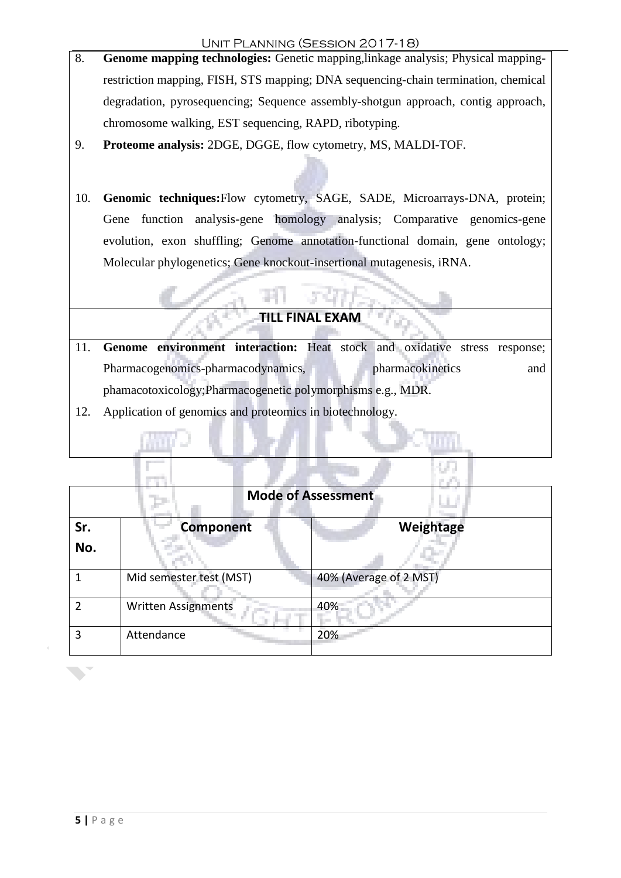8. **Genome mapping technologies:** Genetic mapping,linkage analysis; Physical mapping-restriction mapping, FISH, STS mapping; DNA sequencing-chain termination, chemical degradation, pyrosequencing; Sequence assembly-shotgun approach, contig approach, chromosome walking, EST sequencing, RAPD, ribotyping.
9. **Proteome analysis:** 2DGE, DGGE, flow cytometry, MS, MALDI-TOF.
10. **Genomic techniques:**Flow cytometry, SAGE, SADE, Microarrays-DNA, protein; Gene function analysis-gene homology analysis; Comparative genomics-gene evolution, exon shuffling; Genome annotation-functional domain, gene ontology; Molecular phylogenetics; Gene knockout-insertional mutagenesis, iRNA.

**TILL FINAL EXAM**

11. **Genome environment interaction:** Heat stock and oxidative stress response; Pharmacogenomics-pharmacodynamics, pharmacokinetics and phamacotoxicology;Pharmacogenetic polymorphisms e.g., MDR.
12. Application of genomics and proteomics in biotechnology.

**Mode of Assessment**

| Sr. No. | Component | Weightage |
|---|---|---|
| 1 | Mid semester test (MST) | 40% (Average of 2 MST) |
| 2 | Written Assignments | 40% |
| 3 | Attendance | 20% |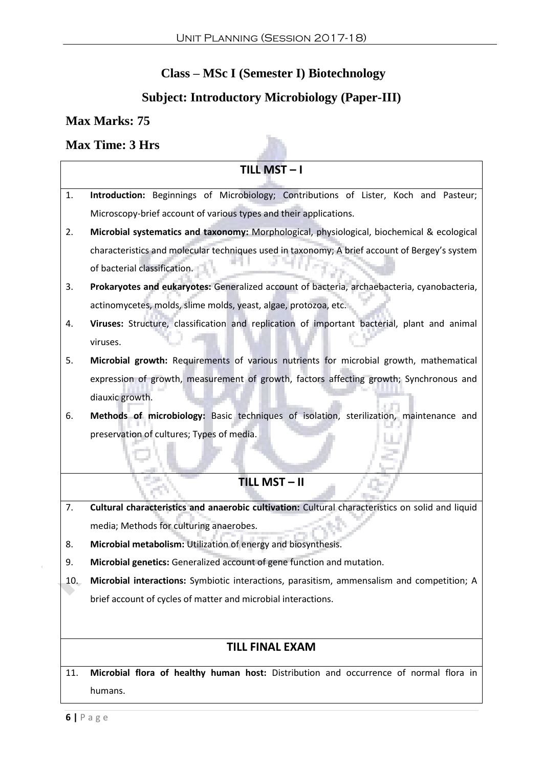**Class – MSc I (Semester I) Biotechnology**

**Subject: Introductory Microbiology (Paper-III)**

**Max Marks: 75**

**Max Time: 3 Hrs**

### TILL MST – I

1. **Introduction:** Beginnings of Microbiology; Contributions of Lister, Koch and Pasteur; Microscopy-brief account of various types and their applications.
2. **Microbial systematics and taxonomy:** Morphological, physiological, biochemical & ecological characteristics and molecular techniques used in taxonomy; A brief account of Bergey's system of bacterial classification.
3. **Prokaryotes and eukaryotes:** Generalized account of bacteria, archaebacteria, cyanobacteria, actinomycetes, molds, slime molds, yeast, algae, protozoa, etc.
4. **Viruses:** Structure, classification and replication of important bacterial, plant and animal viruses.
5. **Microbial growth:** Requirements of various nutrients for microbial growth, mathematical expression of growth, measurement of growth, factors affecting growth; Synchronous and diauxic growth.
6. **Methods of microbiology:** Basic techniques of isolation, sterilization, maintenance and preservation of cultures; Types of media.

### TILL MST – II

7. **Cultural characteristics and anaerobic cultivation:** Cultural characteristics on solid and liquid media; Methods for culturing anaerobes.
8. **Microbial metabolism:** Utilization of energy and biosynthesis.
9. **Microbial genetics:** Generalized account of gene function and mutation.
10. **Microbial interactions:** Symbiotic interactions, parasitism, ammensalism and competition; A brief account of cycles of matter and microbial interactions.

### TILL FINAL EXAM

11. **Microbial flora of healthy human host:** Distribution and occurrence of normal flora in humans.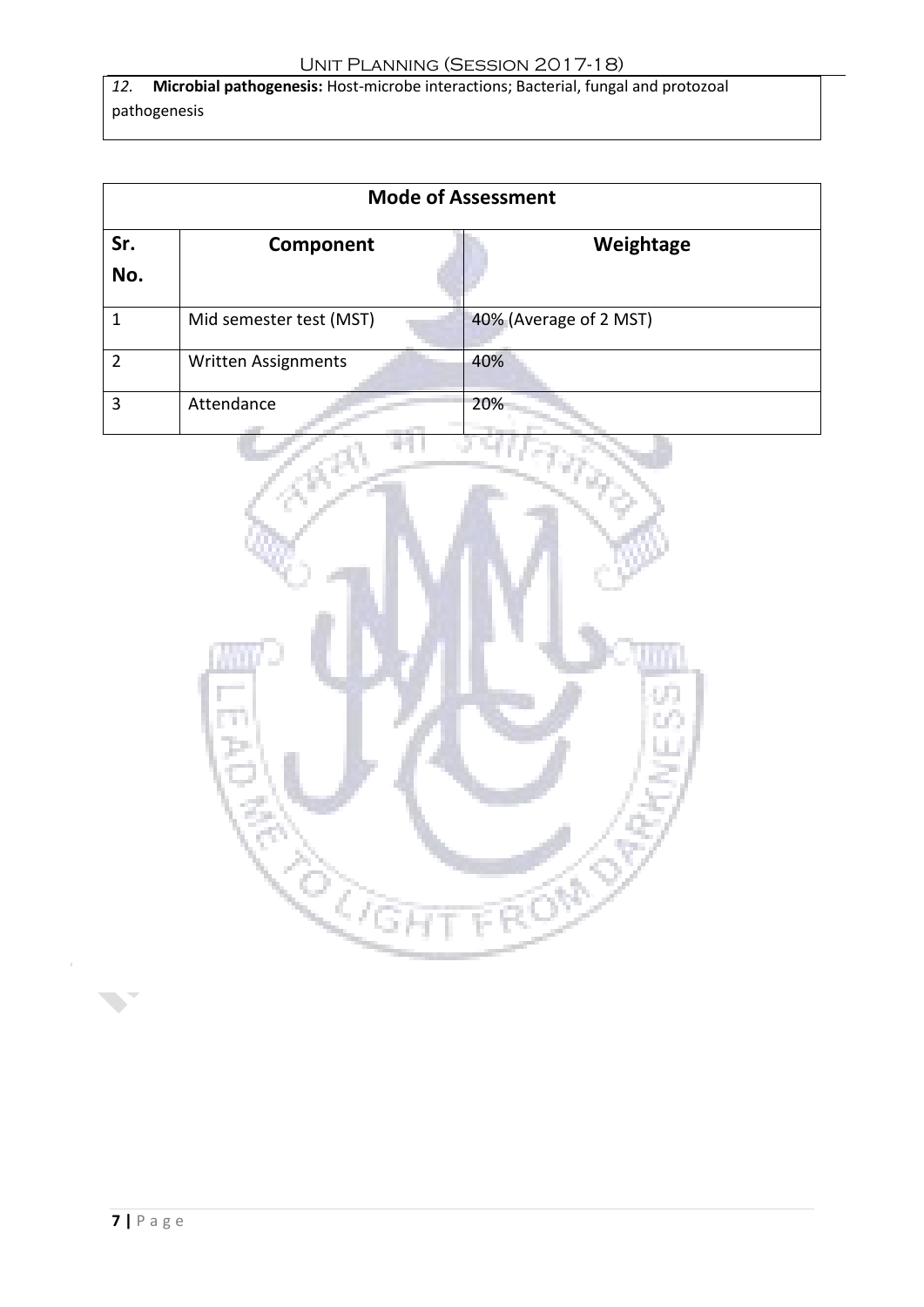*12.* **Microbial pathogenesis:** Host-microbe interactions; Bacterial, fungal and protozoal pathogenesis

| Mode of Assessment | | |
|---|---|---|
| **Sr. No.** | **Component** | **Weightage** |
| 1 | Mid semester test (MST) | 40% (Average of 2 MST) |
| 2 | Written Assignments | 40% |
| 3 | Attendance | 20% |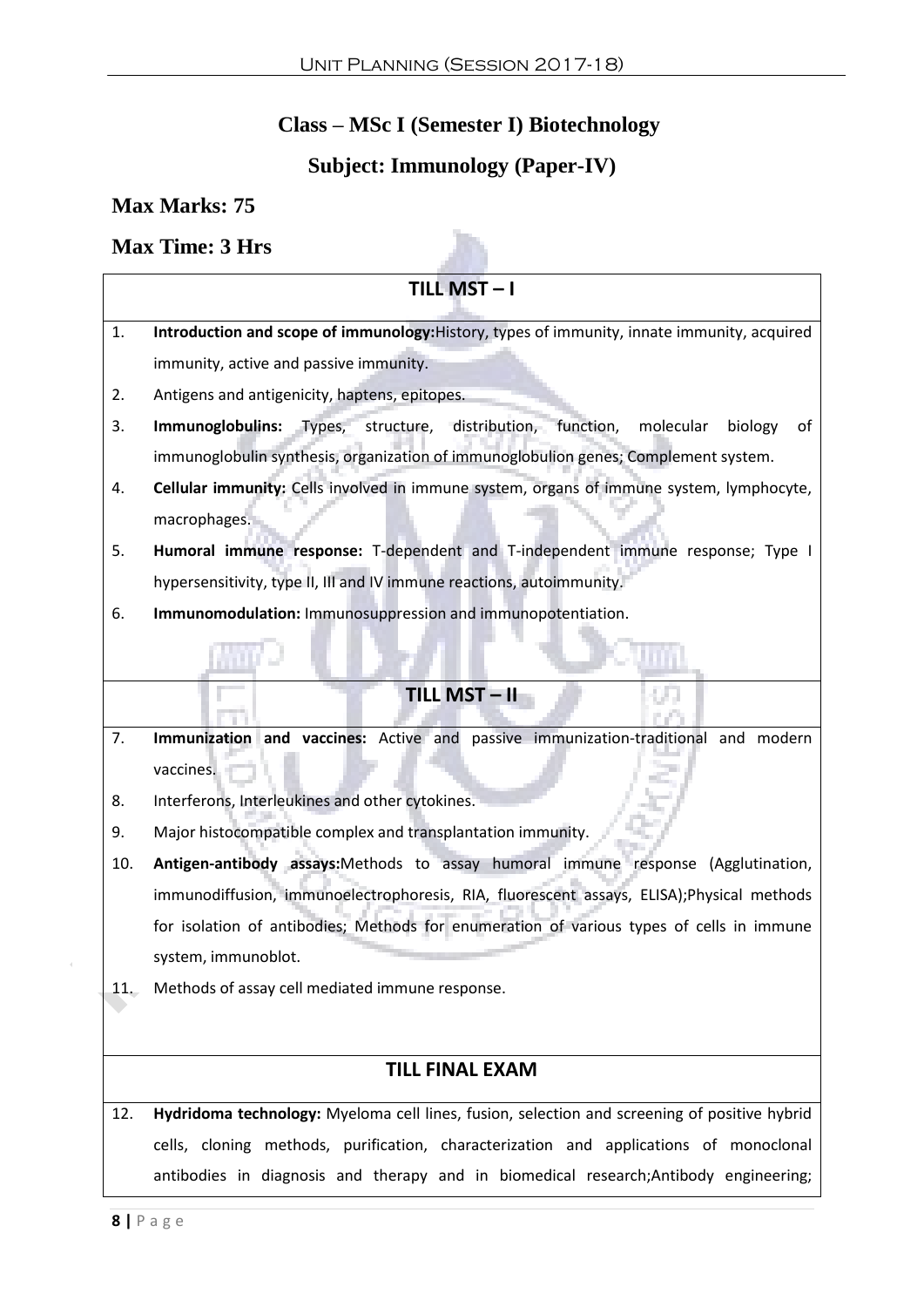**Class – MSc I (Semester I) Biotechnology**

**Subject: Immunology (Paper-IV)**

**Max Marks: 75**

**Max Time: 3 Hrs**

| TILL MST – I | |
|---|---|
| 1. | **Introduction and scope of immunology:** History, types of immunity, innate immunity, acquired immunity, active and passive immunity. |
| 2. | Antigens and antigenicity, haptens, epitopes. |
| 3. | **Immunoglobulins:** Types, structure, distribution, function, molecular biology of immunoglobulin synthesis, organization of immunoglobulion genes; Complement system. |
| 4. | **Cellular immunity:** Cells involved in immune system, organs of immune system, lymphocyte, macrophages. |
| 5. | **Humoral immune response:** T-dependent and T-independent immune response; Type I hypersensitivity, type II, III and IV immune reactions, autoimmunity. |
| 6. | **Immunomodulation:** Immunosuppression and immunopotentiation. |
| **TILL MST – II** | |
| 7. | **Immunization and vaccines:** Active and passive immunization-traditional and modern vaccines. |
| 8. | Interferons, Interleukines and other cytokines. |
| 9. | Major histocompatible complex and transplantation immunity. |
| 10. | **Antigen-antibody assays:** Methods to assay humoral immune response (Agglutination, immunodiffusion, immunoelectrophoresis, RIA, fluorescent assays, ELISA); Physical methods for isolation of antibodies; Methods for enumeration of various types of cells in immune system, immunoblot. |
| 11. | Methods of assay cell mediated immune response. |
| **TILL FINAL EXAM** | |
| 12. | **Hydridoma technology:** Myeloma cell lines, fusion, selection and screening of positive hybrid cells, cloning methods, purification, characterization and applications of monoclonal antibodies in diagnosis and therapy and in biomedical research; Antibody engineering; |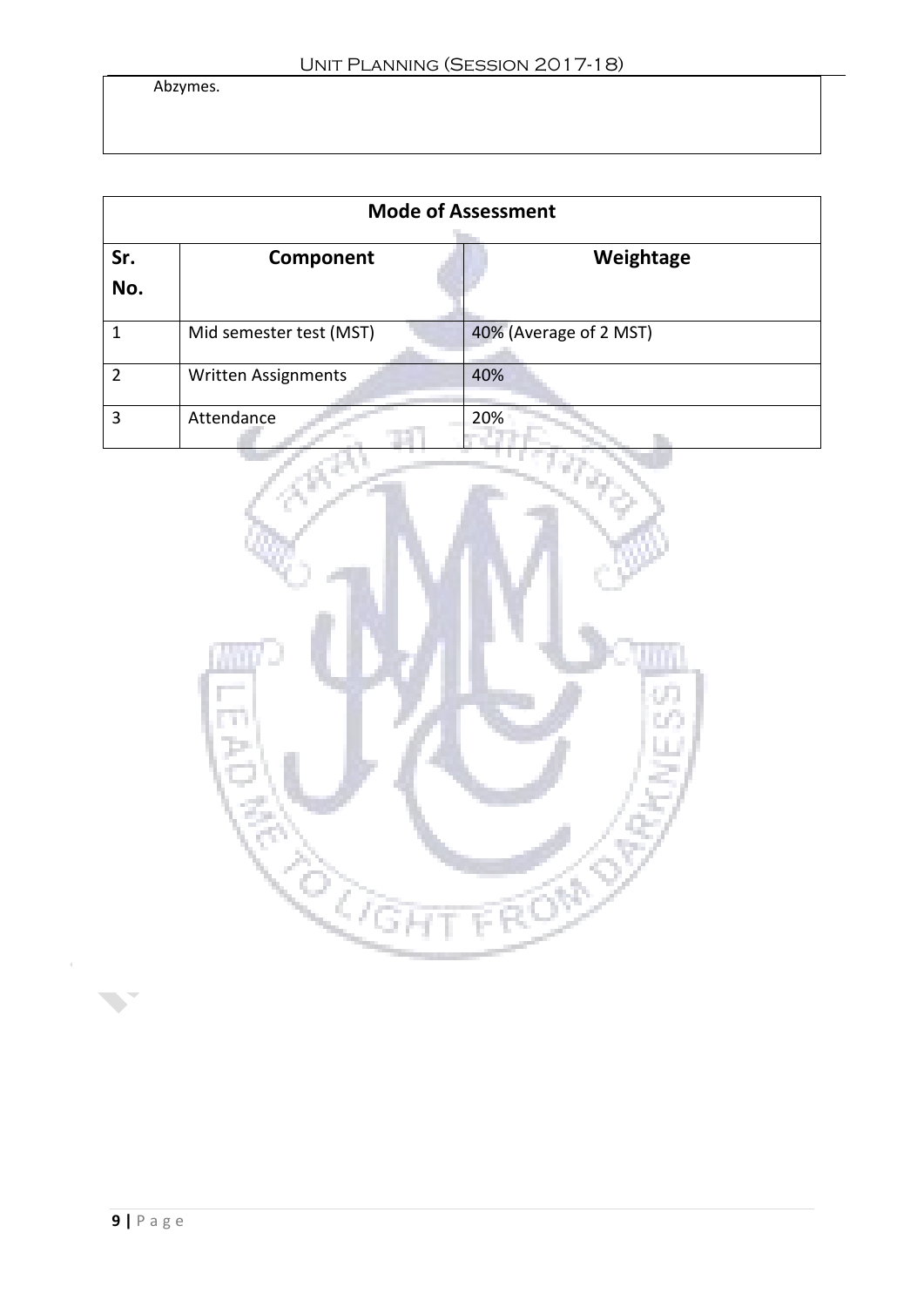Abzymes.

| Mode of Assessment | | |
| --- | --- | --- |
| Sr. No. | Component | Weightage |
| 1 | Mid semester test (MST) | 40% (Average of 2 MST) |
| 2 | Written Assignments | 40% |
| 3 | Attendance | 20% |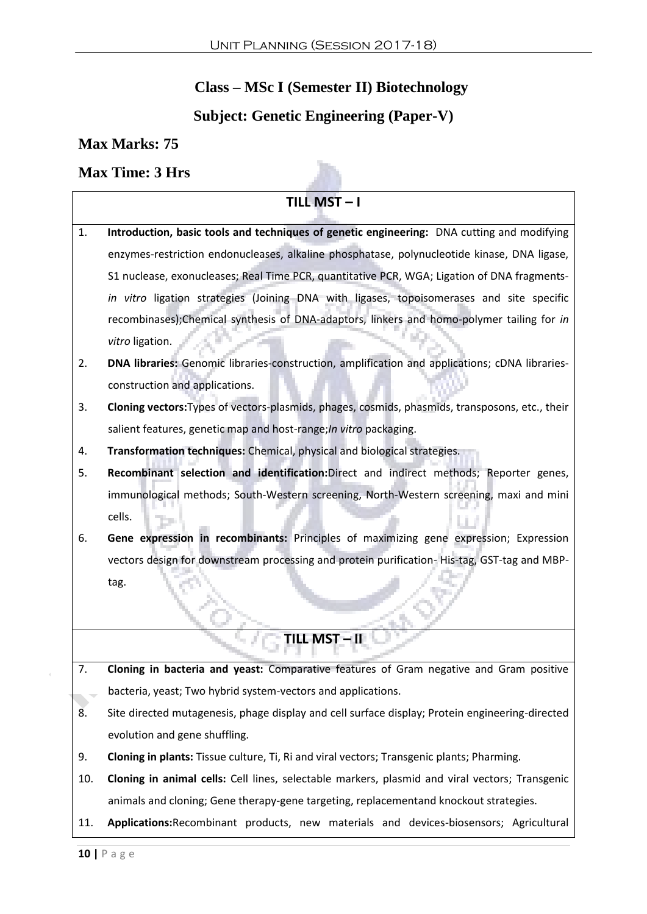## Class – MSc I (Semester II) Biotechnology

## Subject: Genetic Engineering (Paper-V)

### Max Marks: 75

### Max Time: 3 Hrs

### TILL MST – I

1. **Introduction, basic tools and techniques of genetic engineering:** DNA cutting and modifying enzymes-restriction endonucleases, alkaline phosphatase, polynucleotide kinase, DNA ligase, S1 nuclease, exonucleases; Real Time PCR, quantitative PCR, WGA; Ligation of DNA fragments-*in vitro* ligation strategies (Joining DNA with ligases, topoisomerases and site specific recombinases);Chemical synthesis of DNA-adaptors, linkers and homo-polymer tailing for *in vitro* ligation.
2. **DNA libraries:** Genomic libraries-construction, amplification and applications; cDNA libraries-construction and applications.
3. **Cloning vectors:**Types of vectors-plasmids, phages, cosmids, phasmids, transposons, etc., their salient features, genetic map and host-range;*In vitro* packaging.
4. **Transformation techniques:** Chemical, physical and biological strategies.
5. **Recombinant selection and identification:**Direct and indirect methods; Reporter genes, immunological methods; South-Western screening, North-Western screening, maxi and mini cells.
6. **Gene expression in recombinants:** Principles of maximizing gene expression; Expression vectors design for downstream processing and protein purification- His-tag, GST-tag and MBP-tag.

### TILL MST – II

7. **Cloning in bacteria and yeast:** Comparative features of Gram negative and Gram positive bacteria, yeast; Two hybrid system-vectors and applications.
8. Site directed mutagenesis, phage display and cell surface display; Protein engineering-directed evolution and gene shuffling.
9. **Cloning in plants:** Tissue culture, Ti, Ri and viral vectors; Transgenic plants; Pharming.
10. **Cloning in animal cells:** Cell lines, selectable markers, plasmid and viral vectors; Transgenic animals and cloning; Gene therapy-gene targeting, replacementand knockout strategies.
11. **Applications:**Recombinant products, new materials and devices-biosensors; Agricultural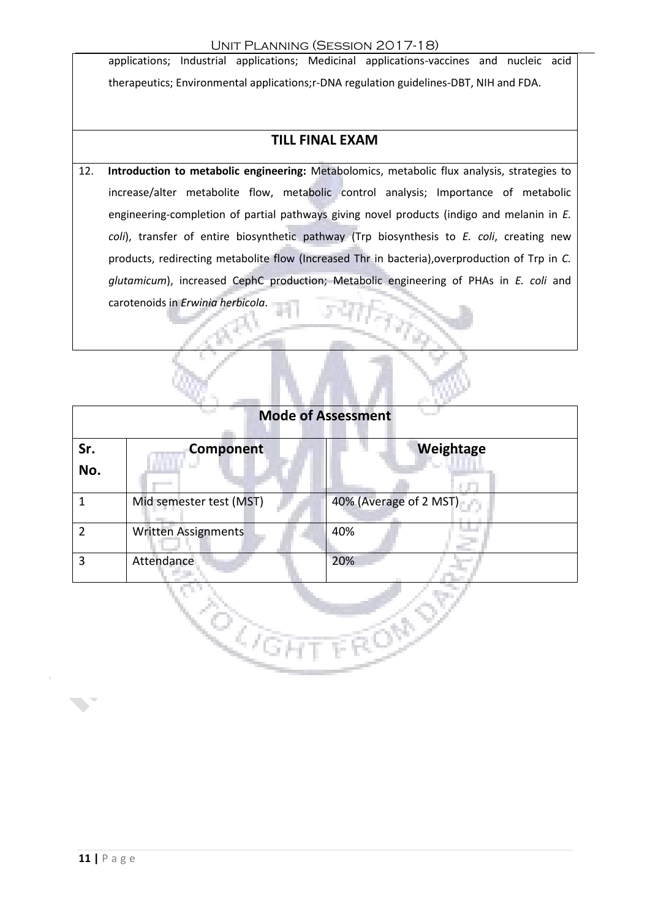applications; Industrial applications; Medicinal applications-vaccines and nucleic acid therapeutics; Environmental applications;r-DNA regulation guidelines-DBT, NIH and FDA.

## TILL FINAL EXAM

12. **Introduction to metabolic engineering:** Metabolomics, metabolic flux analysis, strategies to increase/alter metabolite flow, metabolic control analysis; Importance of metabolic engineering-completion of partial pathways giving novel products (indigo and melanin in *E. coli*), transfer of entire biosynthetic pathway (Trp biosynthesis to *E. coli*, creating new products, redirecting metabolite flow (Increased Thr in bacteria),overproduction of Trp in *C. glutamicum*), increased CephC production; Metabolic engineering of PHAs in *E. coli* and carotenoids in *Erwinia herbicola*.

## Mode of Assessment

| Sr. No. | Component | Weightage |
|---|---|---|
| 1 | Mid semester test (MST) | 40% (Average of 2 MST) |
| 2 | Written Assignments | 40% |
| 3 | Attendance | 20% |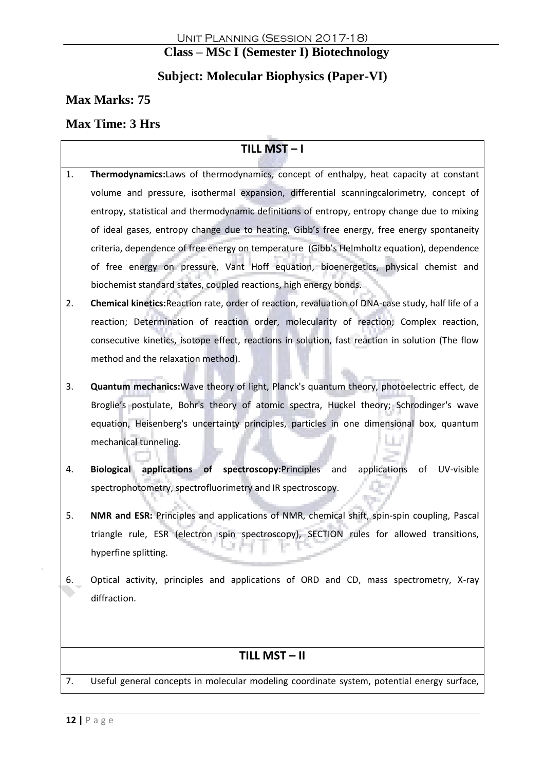## Unit Planning (Session 2017-18)

### Class – MSc I (Semester I) Biotechnology

### Subject: Molecular Biophysics (Paper-VI)

**Max Marks: 75**

**Max Time: 3 Hrs**

| TILL MST – I |
|---|

1. **Thermodynamics:**Laws of thermodynamics, concept of enthalpy, heat capacity at constant volume and pressure, isothermal expansion, differential scanningcalorimetry, concept of entropy, statistical and thermodynamic definitions of entropy, entropy change due to mixing of ideal gases, entropy change due to heating, Gibb's free energy, free energy spontaneity criteria, dependence of free energy on temperature (Gibb's Helmholtz equation), dependence of free energy on pressure, Vant Hoff equation, bioenergetics, physical chemist and biochemist standard states, coupled reactions, high energy bonds.
2. **Chemical kinetics:**Reaction rate, order of reaction, revaluation of DNA-case study, half life of a reaction; Determination of reaction order, molecularity of reaction; Complex reaction, consecutive kinetics, isotope effect, reactions in solution, fast reaction in solution (The flow method and the relaxation method).
3. **Quantum mechanics:**Wave theory of light, Planck's quantum theory, photoelectric effect, de Broglie's postulate, Bohr's theory of atomic spectra, Huckel theory; Schrodinger's wave equation, Heisenberg's uncertainty principles, particles in one dimensional box, quantum mechanical tunneling.
4. **Biological applications of spectroscopy:**Principles and applications of UV-visible spectrophotometry, spectrofluorimetry and IR spectroscopy.
5. **NMR and ESR:** Principles and applications of NMR, chemical shift, spin-spin coupling, Pascal triangle rule, ESR (electron spin spectroscopy), SECTION rules for allowed transitions, hyperfine splitting.
6. Optical activity, principles and applications of ORD and CD, mass spectrometry, X-ray diffraction.

| TILL MST – II |
|---|

7. Useful general concepts in molecular modeling coordinate system, potential energy surface,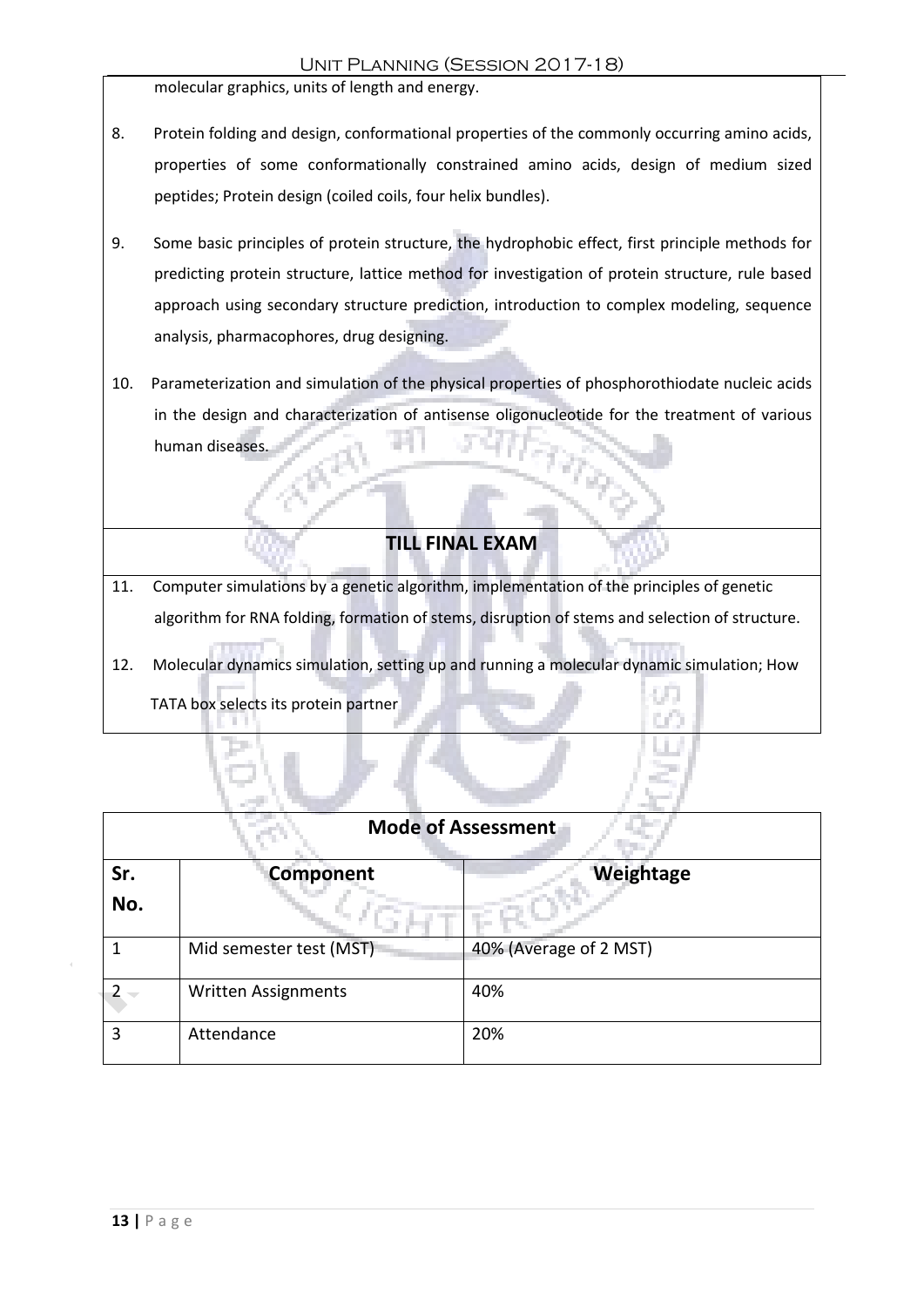molecular graphics, units of length and energy.

8. Protein folding and design, conformational properties of the commonly occurring amino acids, properties of some conformationally constrained amino acids, design of medium sized peptides; Protein design (coiled coils, four helix bundles).

9. Some basic principles of protein structure, the hydrophobic effect, first principle methods for predicting protein structure, lattice method for investigation of protein structure, rule based approach using secondary structure prediction, introduction to complex modeling, sequence analysis, pharmacophores, drug designing.

10. Parameterization and simulation of the physical properties of phosphorothiodate nucleic acids in the design and characterization of antisense oligonucleotide for the treatment of various human diseases.

**TILL FINAL EXAM**

11. Computer simulations by a genetic algorithm, implementation of the principles of genetic algorithm for RNA folding, formation of stems, disruption of stems and selection of structure.

12. Molecular dynamics simulation, setting up and running a molecular dynamic simulation; How TATA box selects its protein partner

**Mode of Assessment**

| Sr. No. | Component | Weightage |
|---|---|---|
| 1 | Mid semester test (MST) | 40% (Average of 2 MST) |
| 2 | Written Assignments | 40% |
| 3 | Attendance | 20% |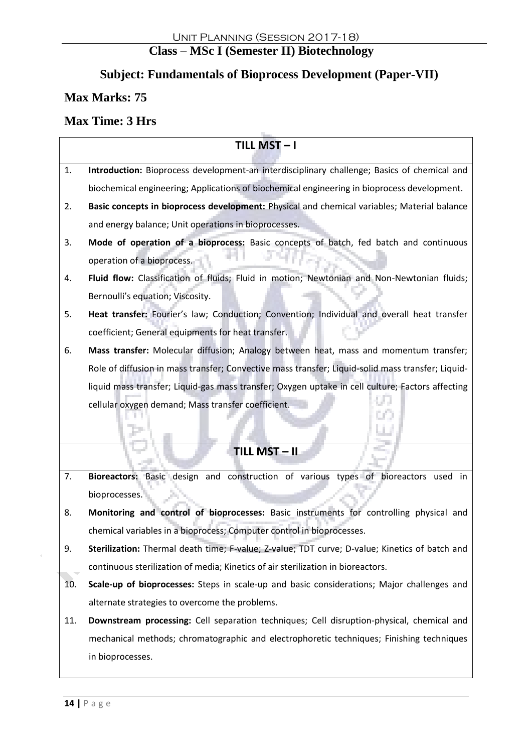**Class – MSc I (Semester II) Biotechnology**

## Subject: Fundamentals of Bioprocess Development (Paper-VII)

**Max Marks: 75**

**Max Time: 3 Hrs**

### TILL MST – I

1. **Introduction:** Bioprocess development-an interdisciplinary challenge; Basics of chemical and biochemical engineering; Applications of biochemical engineering in bioprocess development.
2. **Basic concepts in bioprocess development:** Physical and chemical variables; Material balance and energy balance; Unit operations in bioprocesses.
3. **Mode of operation of a bioprocess:** Basic concepts of batch, fed batch and continuous operation of a bioprocess.
4. **Fluid flow:** Classification of fluids; Fluid in motion; Newtonian and Non-Newtonian fluids; Bernoulli's equation; Viscosity.
5. **Heat transfer:** Fourier's law; Conduction; Convention; Individual and overall heat transfer coefficient; General equipments for heat transfer.
6. **Mass transfer:** Molecular diffusion; Analogy between heat, mass and momentum transfer; Role of diffusion in mass transfer; Convective mass transfer; Liquid-solid mass transfer; Liquid-liquid mass transfer; Liquid-gas mass transfer; Oxygen uptake in cell culture; Factors affecting cellular oxygen demand; Mass transfer coefficient.

### TILL MST – II

7. **Bioreactors:** Basic design and construction of various types of bioreactors used in bioprocesses.
8. **Monitoring and control of bioprocesses:** Basic instruments for controlling physical and chemical variables in a bioprocess; Computer control in bioprocesses.
9. **Sterilization:** Thermal death time; F-value; Z-value; TDT curve; D-value; Kinetics of batch and continuous sterilization of media; Kinetics of air sterilization in bioreactors.
10. **Scale-up of bioprocesses:** Steps in scale-up and basic considerations; Major challenges and alternate strategies to overcome the problems.
11. **Downstream processing:** Cell separation techniques; Cell disruption-physical, chemical and mechanical methods; chromatographic and electrophoretic techniques; Finishing techniques in bioprocesses.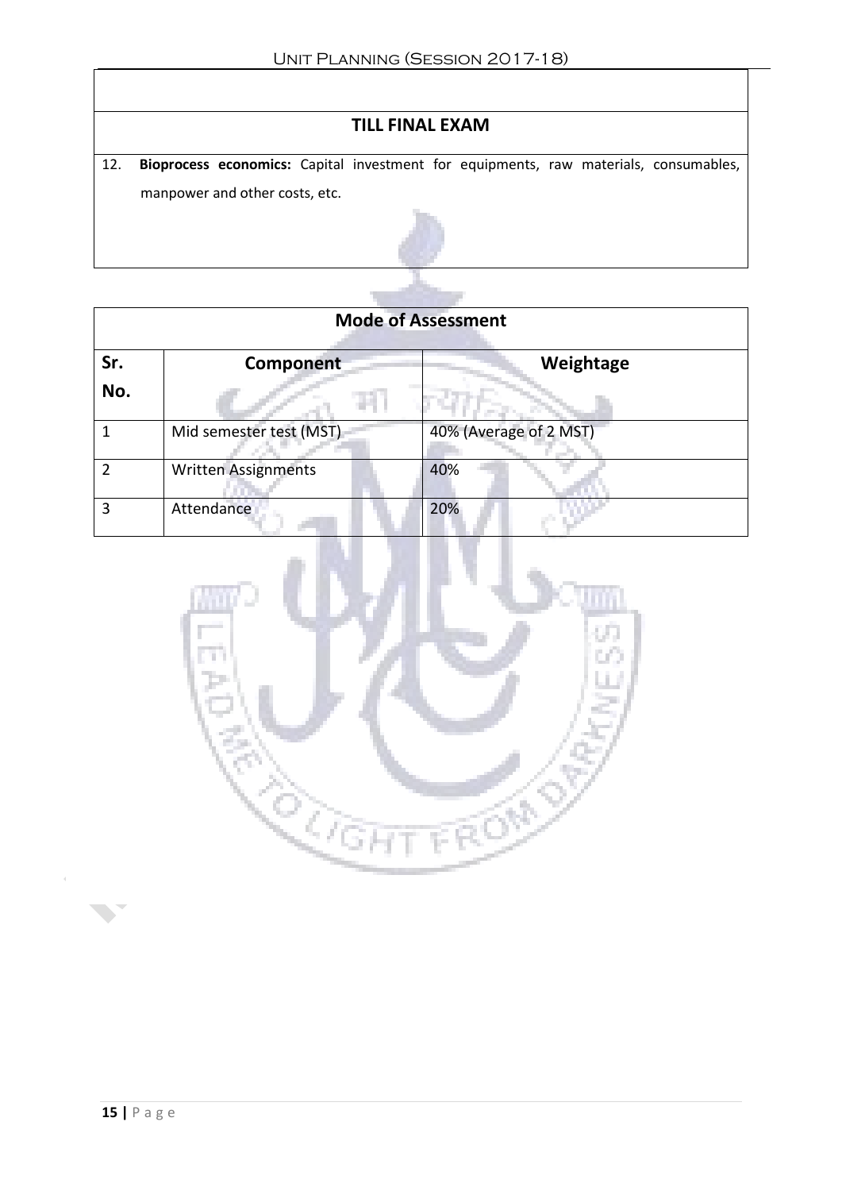## TILL FINAL EXAM

12. **Bioprocess economics:** Capital investment for equipments, raw materials, consumables, manpower and other costs, etc.

| Mode of Assessment | | |
|---|---|---|
| **Sr. No.** | **Component** | **Weightage** |
| 1 | Mid semester test (MST) | 40% (Average of 2 MST) |
| 2 | Written Assignments | 40% |
| 3 | Attendance | 20% |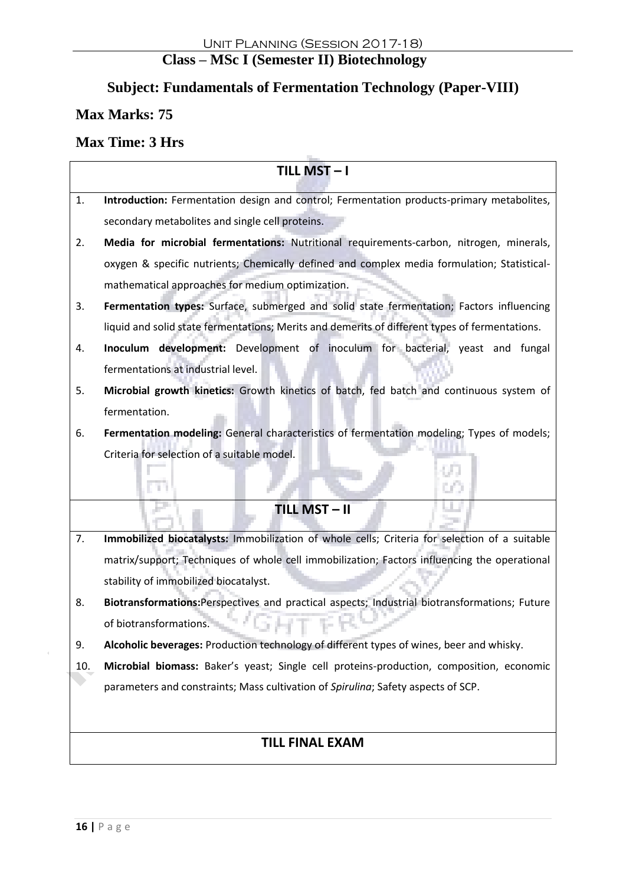## Class – MSc I (Semester II) Biotechnology

## Subject: Fundamentals of Fermentation Technology (Paper-VIII)

**Max Marks: 75**

**Max Time: 3 Hrs**

| TILL MST – I |
| --- |
| 1. **Introduction:** Fermentation design and control; Fermentation products-primary metabolites, secondary metabolites and single cell proteins. |
| 2. **Media for microbial fermentations:** Nutritional requirements-carbon, nitrogen, minerals, oxygen & specific nutrients; Chemically defined and complex media formulation; Statistical-mathematical approaches for medium optimization. |
| 3. **Fermentation types:** Surface, submerged and solid state fermentation; Factors influencing liquid and solid state fermentations; Merits and demerits of different types of fermentations. |
| 4. **Inoculum development:** Development of inoculum for bacterial, yeast and fungal fermentations at industrial level. |
| 5. **Microbial growth kinetics:** Growth kinetics of batch, fed batch and continuous system of fermentation. |
| 6. **Fermentation modeling:** General characteristics of fermentation modeling; Types of models; Criteria for selection of a suitable model. |
| **TILL MST – II** |
| 7. **Immobilized biocatalysts:** Immobilization of whole cells; Criteria for selection of a suitable matrix/support; Techniques of whole cell immobilization; Factors influencing the operational stability of immobilized biocatalyst. |
| 8. **Biotransformations:** Perspectives and practical aspects; Industrial biotransformations; Future of biotransformations. |
| 9. **Alcoholic beverages:** Production technology of different types of wines, beer and whisky. |
| 10. **Microbial biomass:** Baker's yeast; Single cell proteins-production, composition, economic parameters and constraints; Mass cultivation of *Spirulina*; Safety aspects of SCP. |
| **TILL FINAL EXAM** |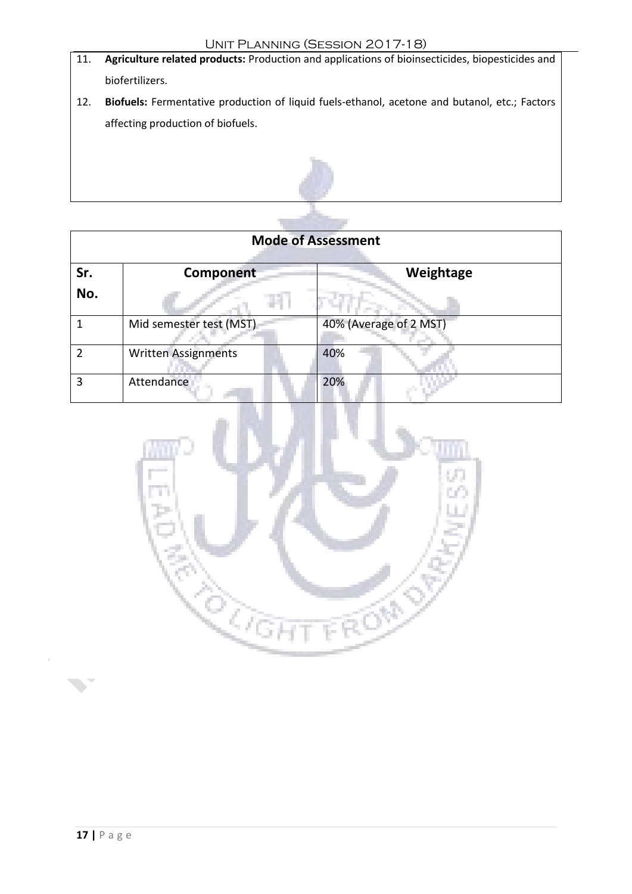11. **Agriculture related products:** Production and applications of bioinsecticides, biopesticides and biofertilizers.
12. **Biofuels:** Fermentative production of liquid fuels-ethanol, acetone and butanol, etc.; Factors affecting production of biofuels.

| Mode of Assessment | | |
|---|---|---|
| **Sr. No.** | **Component** | **Weightage** |
| 1 | Mid semester test (MST) | 40% (Average of 2 MST) |
| 2 | Written Assignments | 40% |
| 3 | Attendance | 20% |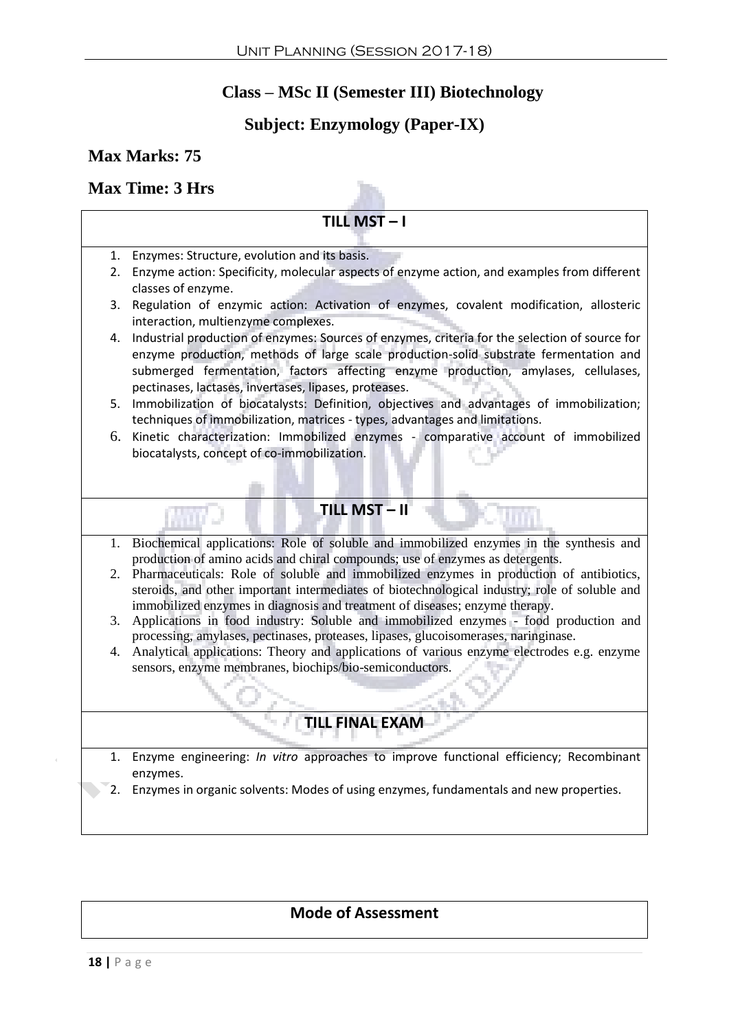## Class – MSc II (Semester III) Biotechnology

## Subject: Enzymology (Paper-IX)

**Max Marks: 75**

**Max Time: 3 Hrs**

### TILL MST – I

1. Enzymes: Structure, evolution and its basis.
2. Enzyme action: Specificity, molecular aspects of enzyme action, and examples from different classes of enzyme.
3. Regulation of enzymic action: Activation of enzymes, covalent modification, allosteric interaction, multienzyme complexes.
4. Industrial production of enzymes: Sources of enzymes, criteria for the selection of source for enzyme production, methods of large scale production-solid substrate fermentation and submerged fermentation, factors affecting enzyme production, amylases, cellulases, pectinases, lactases, invertases, lipases, proteases.
5. Immobilization of biocatalysts: Definition, objectives and advantages of immobilization; techniques of immobilization, matrices - types, advantages and limitations.
6. Kinetic characterization: Immobilized enzymes - comparative account of immobilized biocatalysts, concept of co-immobilization.

### TILL MST – II

1. Biochemical applications: Role of soluble and immobilized enzymes in the synthesis and production of amino acids and chiral compounds; use of enzymes as detergents.
2. Pharmaceuticals: Role of soluble and immobilized enzymes in production of antibiotics, steroids, and other important intermediates of biotechnological industry; role of soluble and immobilized enzymes in diagnosis and treatment of diseases; enzyme therapy.
3. Applications in food industry: Soluble and immobilized enzymes - food production and processing, amylases, pectinases, proteases, lipases, glucoisomerases, naringinase.
4. Analytical applications: Theory and applications of various enzyme electrodes e.g. enzyme sensors, enzyme membranes, biochips/bio-semiconductors.

### TILL FINAL EXAM

1. Enzyme engineering: *In vitro* approaches to improve functional efficiency; Recombinant enzymes.
2. Enzymes in organic solvents: Modes of using enzymes, fundamentals and new properties.

### Mode of Assessment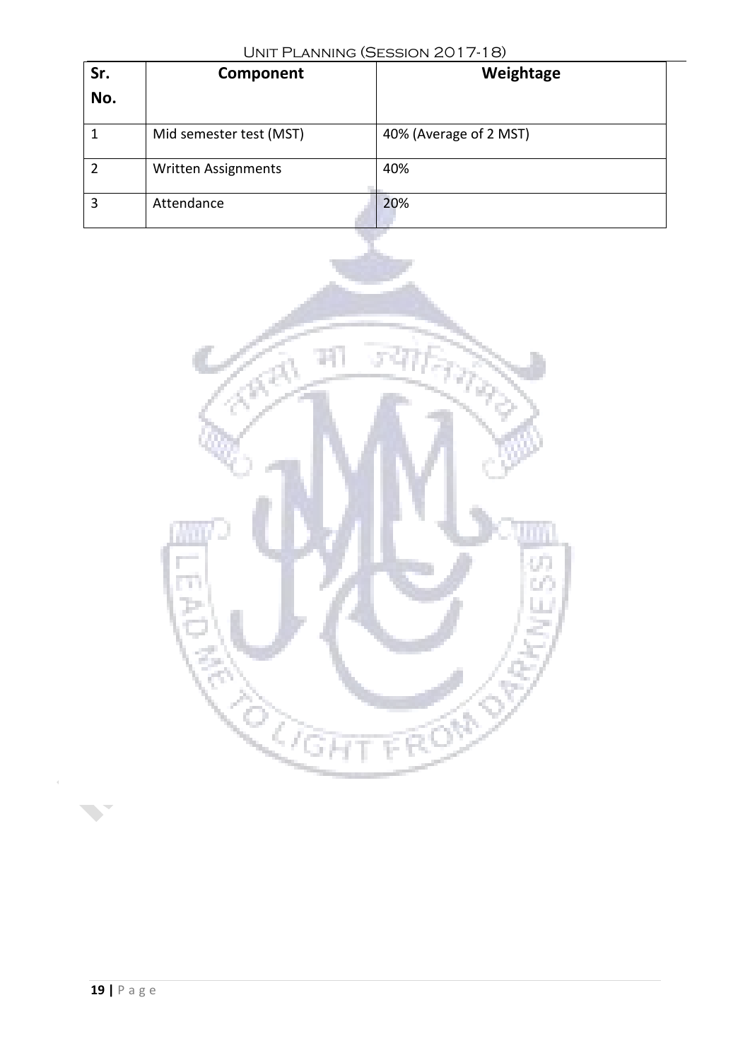| Sr. No. | Component | Weightage |
| --- | --- | --- |
| 1 | Mid semester test (MST) | 40% (Average of 2 MST) |
| 2 | Written Assignments | 40% |
| 3 | Attendance | 20% |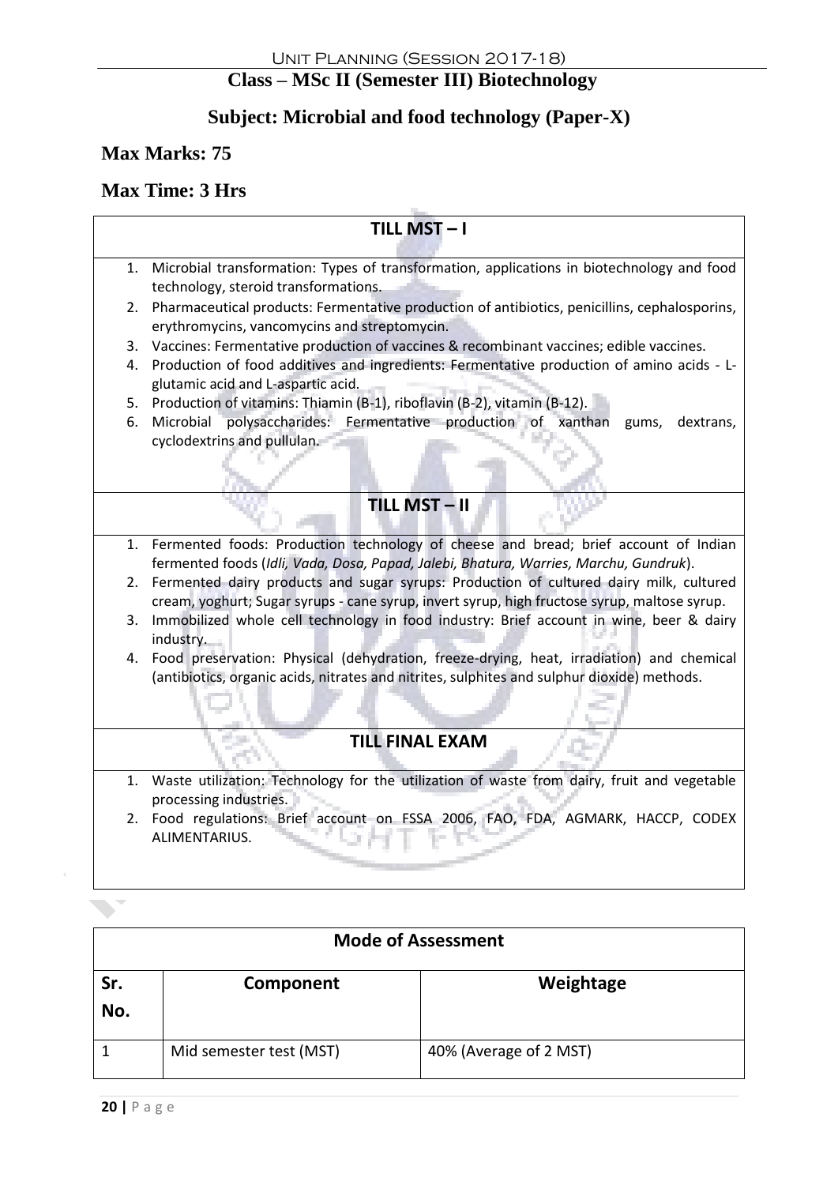# Class – MSc II (Semester III) Biotechnology

## Subject: Microbial and food technology (Paper-X)

**Max Marks: 75**

**Max Time: 3 Hrs**

### TILL MST – I

1. Microbial transformation: Types of transformation, applications in biotechnology and food technology, steroid transformations.
2. Pharmaceutical products: Fermentative production of antibiotics, penicillins, cephalosporins, erythromycins, vancomycins and streptomycin.
3. Vaccines: Fermentative production of vaccines & recombinant vaccines; edible vaccines.
4. Production of food additives and ingredients: Fermentative production of amino acids - L-glutamic acid and L-aspartic acid.
5. Production of vitamins: Thiamin (B-1), riboflavin (B-2), vitamin (B-12).
6. Microbial polysaccharides: Fermentative production of xanthan gums, dextrans, cyclodextrins and pullulan.

### TILL MST – II

1. Fermented foods: Production technology of cheese and bread; brief account of Indian fermented foods (*Idli, Vada, Dosa, Papad, Jalebi, Bhatura, Warries, Marchu, Gundruk*).
2. Fermented dairy products and sugar syrups: Production of cultured dairy milk, cultured cream, yoghurt; Sugar syrups - cane syrup, invert syrup, high fructose syrup, maltose syrup.
3. Immobilized whole cell technology in food industry: Brief account in wine, beer & dairy industry.
4. Food preservation: Physical (dehydration, freeze-drying, heat, irradiation) and chemical (antibiotics, organic acids, nitrates and nitrites, sulphites and sulphur dioxide) methods.

### TILL FINAL EXAM

1. Waste utilization: Technology for the utilization of waste from dairy, fruit and vegetable processing industries.
2. Food regulations: Brief account on FSSA 2006, FAO, FDA, AGMARK, HACCP, CODEX ALIMENTARIUS.

### Mode of Assessment

| Sr. No. | Component | Weightage |
|---|---|---|
| 1 | Mid semester test (MST) | 40% (Average of 2 MST) |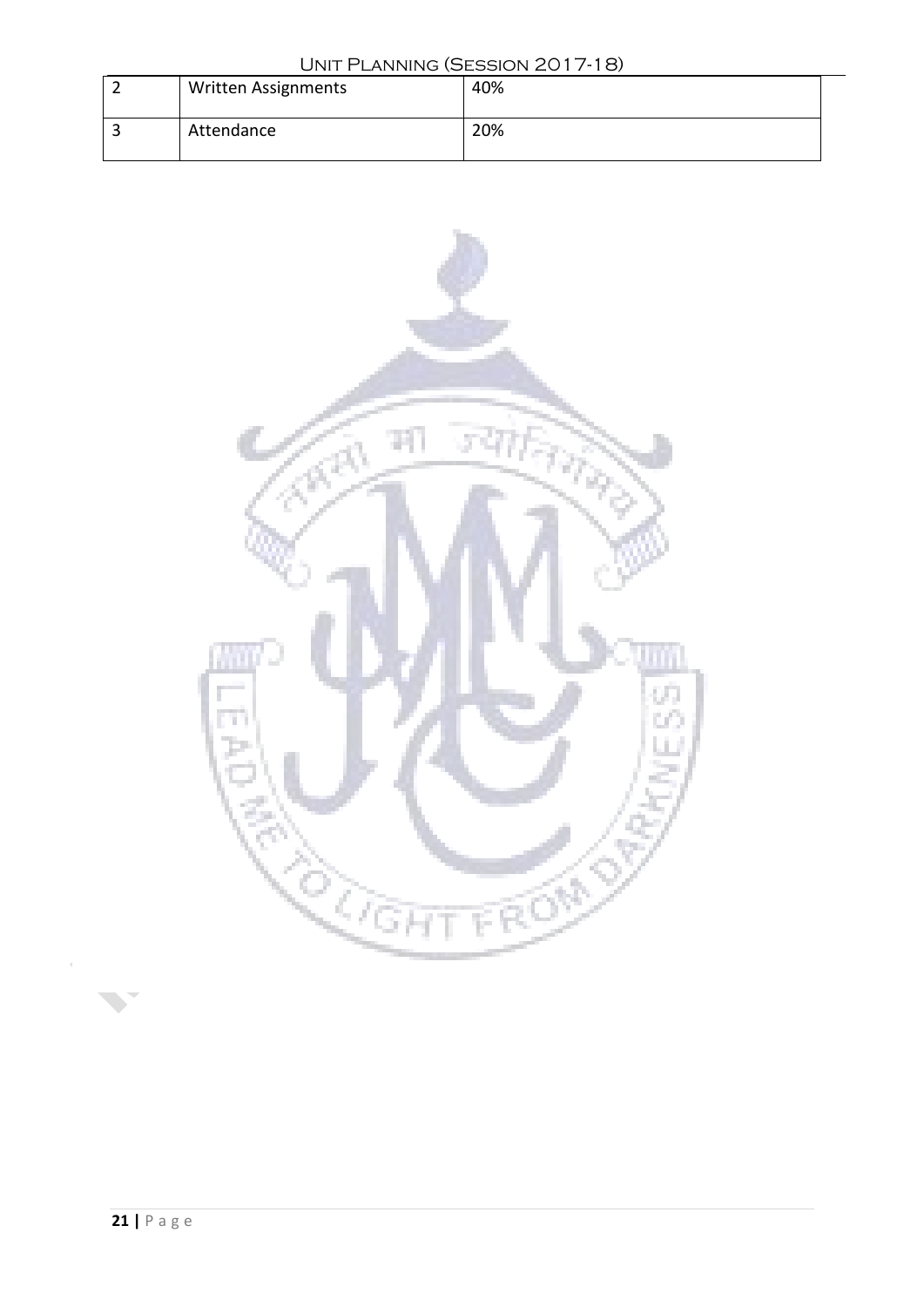| 2 | Written Assignments | 40% |
|---|---|---|
| 3 | Attendance | 20% |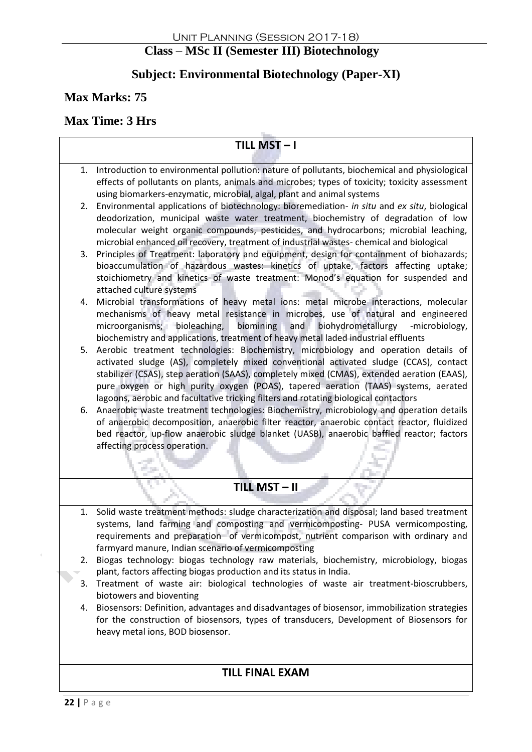## Class – MSc II (Semester III) Biotechnology

## Subject: Environmental Biotechnology (Paper-XI)

**Max Marks: 75**

**Max Time: 3 Hrs**

### TILL MST – I

1. Introduction to environmental pollution: nature of pollutants, biochemical and physiological effects of pollutants on plants, animals and microbes; types of toxicity; toxicity assessment using biomarkers-enzymatic, microbial, algal, plant and animal systems
2. Environmental applications of biotechnology: bioremediation- *in situ* and *ex situ*, biological deodorization, municipal waste water treatment, biochemistry of degradation of low molecular weight organic compounds, pesticides, and hydrocarbons; microbial leaching, microbial enhanced oil recovery, treatment of industrial wastes- chemical and biological
3. Principles of Treatment: laboratory and equipment, design for containment of biohazards; bioaccumulation of hazardous wastes: kinetics of uptake, factors affecting uptake; stoichiometry and kinetics of waste treatment: Monod's equation for suspended and attached culture systems
4. Microbial transformations of heavy metal ions: metal microbe interactions, molecular mechanisms of heavy metal resistance in microbes, use of natural and engineered microorganisms; bioleaching, biomining and biohydrometallurgy -microbiology, biochemistry and applications, treatment of heavy metal laded industrial effluents
5. Aerobic treatment technologies: Biochemistry, microbiology and operation details of activated sludge (AS), completely mixed conventional activated sludge (CCAS), contact stabilizer (CSAS), step aeration (SAAS), completely mixed (CMAS), extended aeration (EAAS), pure oxygen or high purity oxygen (POAS), tapered aeration (TAAS) systems, aerated lagoons, aerobic and facultative tricking filters and rotating biological contactors
6. Anaerobic waste treatment technologies: Biochemistry, microbiology and operation details of anaerobic decomposition, anaerobic filter reactor, anaerobic contact reactor, fluidized bed reactor, up-flow anaerobic sludge blanket (UASB), anaerobic baffled reactor; factors affecting process operation.

### TILL MST – II

1. Solid waste treatment methods: sludge characterization and disposal; land based treatment systems, land farming and composting and vermicomposting- PUSA vermicomposting, requirements and preparation of vermicompost, nutrient comparison with ordinary and farmyard manure, Indian scenario of vermicomposting
2. Biogas technology: biogas technology raw materials, biochemistry, microbiology, biogas plant, factors affecting biogas production and its status in India.
3. Treatment of waste air: biological technologies of waste air treatment-bioscrubbers, biotowers and bioventing
4. Biosensors: Definition, advantages and disadvantages of biosensor, immobilization strategies for the construction of biosensors, types of transducers, Development of Biosensors for heavy metal ions, BOD biosensor.

### TILL FINAL EXAM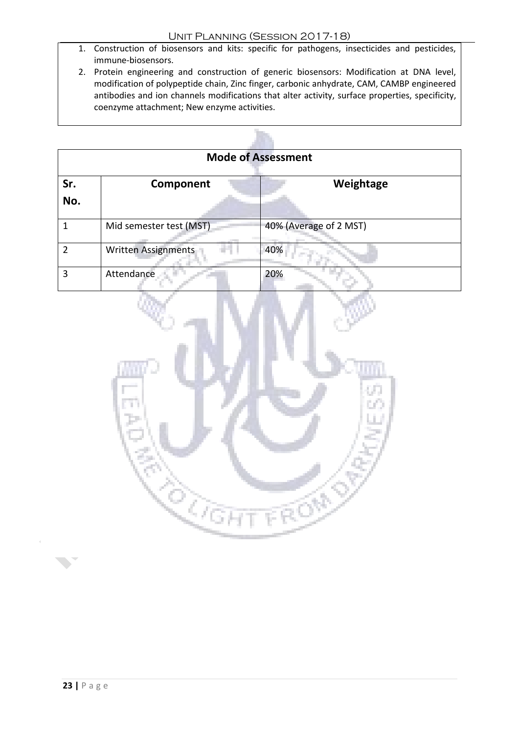1. Construction of biosensors and kits: specific for pathogens, insecticides and pesticides, immune-biosensors.
2. Protein engineering and construction of generic biosensors: Modification at DNA level, modification of polypeptide chain, Zinc finger, carbonic anhydrate, CAM, CAMBP engineered antibodies and ion channels modifications that alter activity, surface properties, specificity, coenzyme attachment; New enzyme activities.

| Mode of Assessment | | |
|---|---|---|
| **Sr. No.** | **Component** | **Weightage** |
| 1 | Mid semester test (MST) | 40% (Average of 2 MST) |
| 2 | Written Assignments | 40% |
| 3 | Attendance | 20% |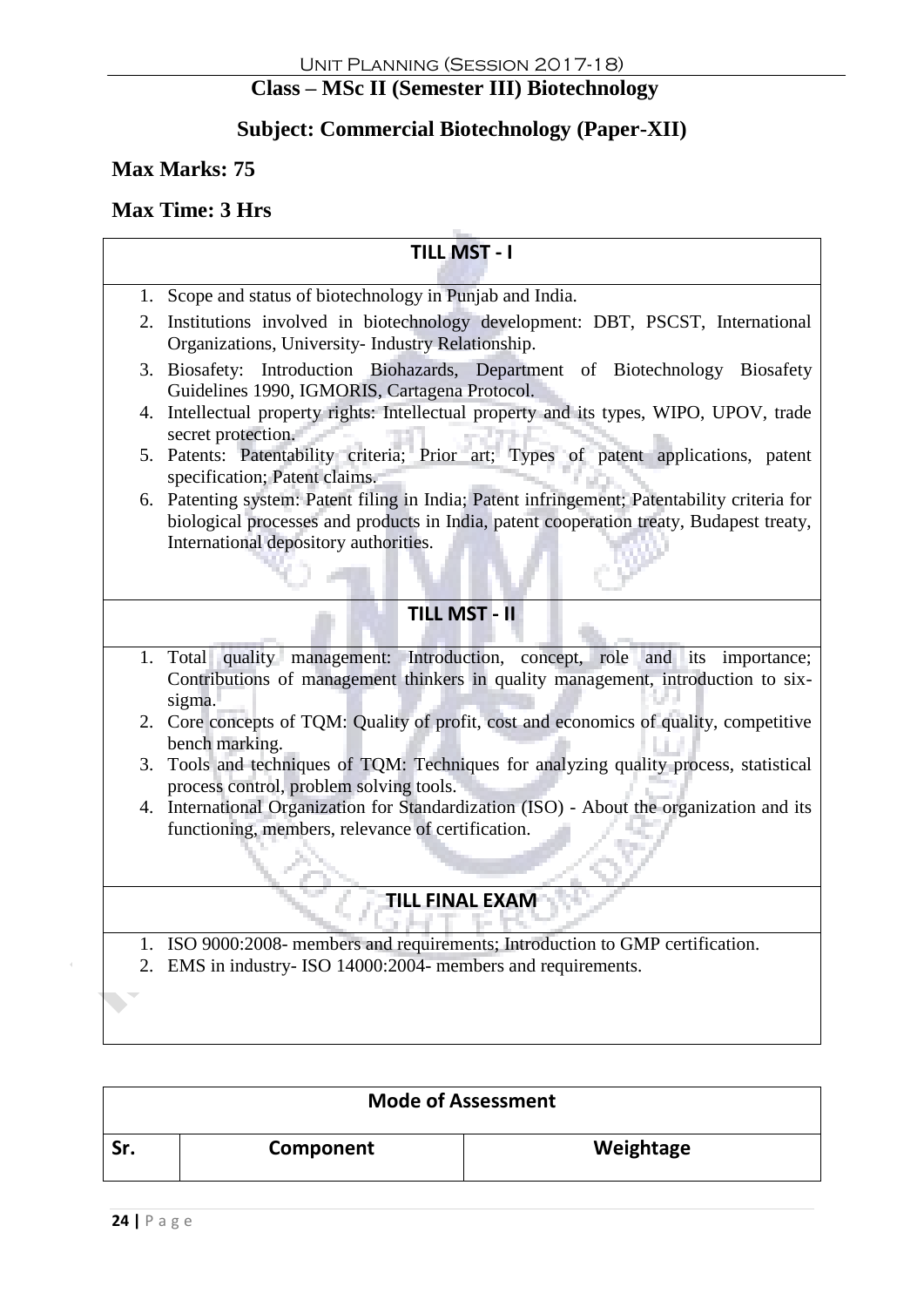**Class – MSc II (Semester III) Biotechnology**

**Subject: Commercial Biotechnology (Paper-XII)**

**Max Marks: 75**

**Max Time: 3 Hrs**

| TILL MST - I |
|---|
| 1. Scope and status of biotechnology in Punjab and India.<br>2. Institutions involved in biotechnology development: DBT, PSCST, International Organizations, University- Industry Relationship.<br>3. Biosafety: Introduction Biohazards, Department of Biotechnology Biosafety Guidelines 1990, IGMORIS, Cartagena Protocol.<br>4. Intellectual property rights: Intellectual property and its types, WIPO, UPOV, trade secret protection.<br>5. Patents: Patentability criteria; Prior art; Types of patent applications, patent specification; Patent claims.<br>6. Patenting system: Patent filing in India; Patent infringement; Patentability criteria for biological processes and products in India, patent cooperation treaty, Budapest treaty, International depository authorities. |
| **TILL MST - II** |
| 1. Total quality management: Introduction, concept, role and its importance; Contributions of management thinkers in quality management, introduction to six-sigma.<br>2. Core concepts of TQM: Quality of profit, cost and economics of quality, competitive bench marking.<br>3. Tools and techniques of TQM: Techniques for analyzing quality process, statistical process control, problem solving tools.<br>4. International Organization for Standardization (ISO) - About the organization and its functioning, members, relevance of certification. |
| **TILL FINAL EXAM** |
| 1. ISO 9000:2008- members and requirements; Introduction to GMP certification.<br>2. EMS in industry- ISO 14000:2004- members and requirements. |

| Mode of Assessment | | |
|---|---|---|
| **Sr.** | **Component** | **Weightage** |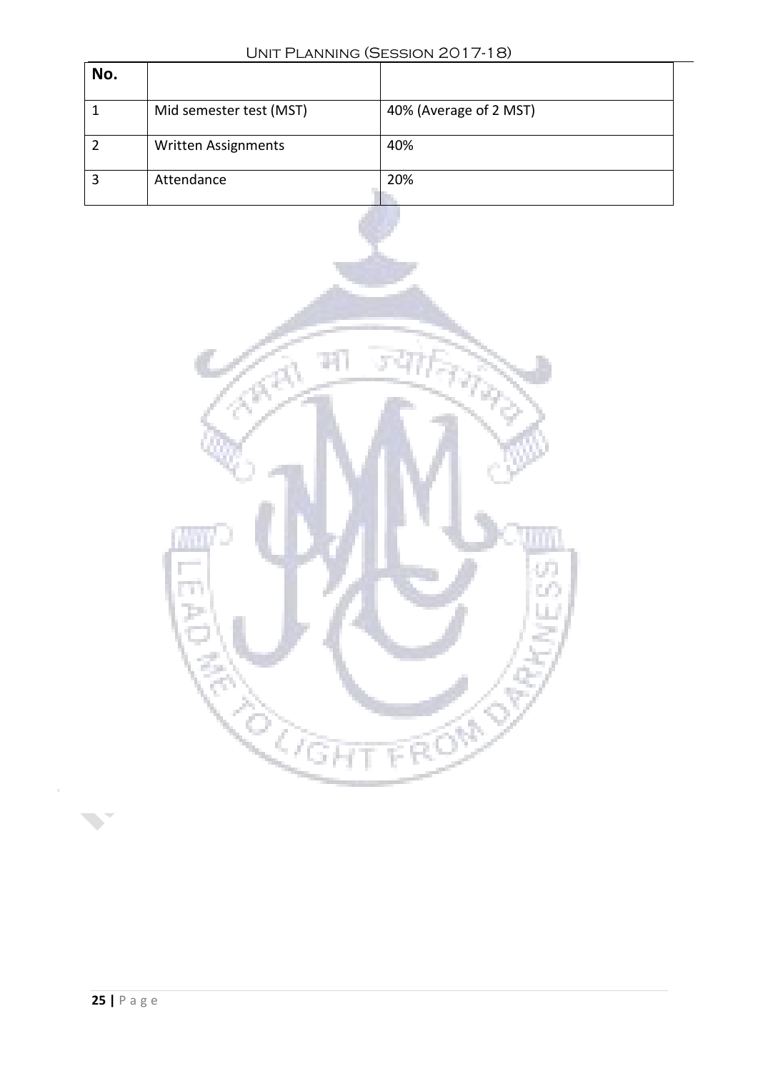| No. | | |
|---|---|---|
| 1 | Mid semester test (MST) | 40% (Average of 2 MST) |
| 2 | Written Assignments | 40% |
| 3 | Attendance | 20% |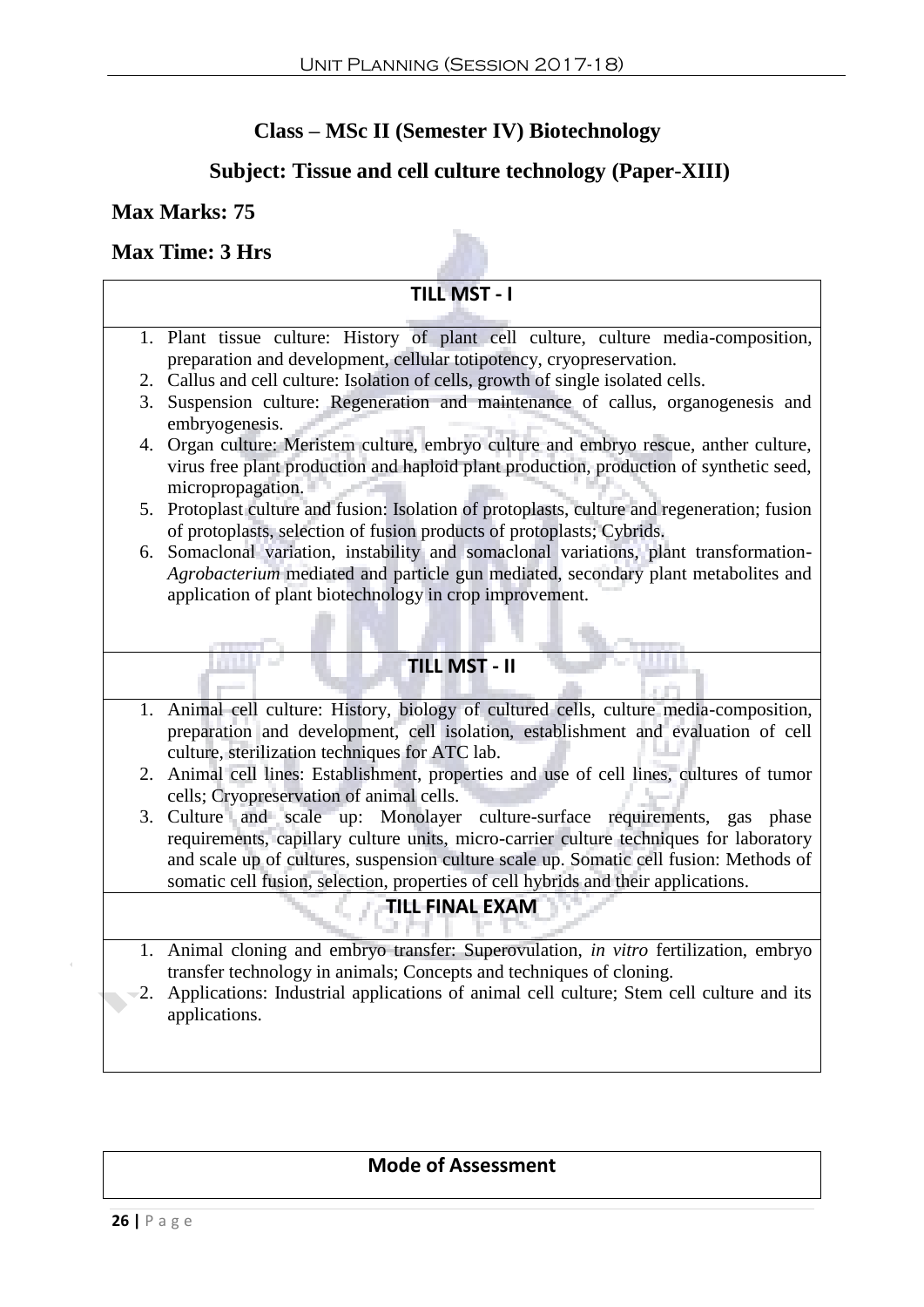## Class – MSc II (Semester IV) Biotechnology

## Subject: Tissue and cell culture technology (Paper-XIII)

**Max Marks: 75**

**Max Time: 3 Hrs**

| TILL MST - I |
|---|
| 1. Plant tissue culture: History of plant cell culture, culture media-composition, preparation and development, cellular totipotency, cryopreservation.<br>2. Callus and cell culture: Isolation of cells, growth of single isolated cells.<br>3. Suspension culture: Regeneration and maintenance of callus, organogenesis and embryogenesis.<br>4. Organ culture: Meristem culture, embryo culture and embryo rescue, anther culture, virus free plant production and haploid plant production, production of synthetic seed, micropropagation.<br>5. Protoplast culture and fusion: Isolation of protoplasts, culture and regeneration; fusion of protoplasts, selection of fusion products of protoplasts; Cybrids.<br>6. Somaclonal variation, instability and somaclonal variations, plant transformation- *Agrobacterium* mediated and particle gun mediated, secondary plant metabolites and application of plant biotechnology in crop improvement. |
| **TILL MST - II** |
| 1. Animal cell culture: History, biology of cultured cells, culture media-composition, preparation and development, cell isolation, establishment and evaluation of cell culture, sterilization techniques for ATC lab.<br>2. Animal cell lines: Establishment, properties and use of cell lines, cultures of tumor cells; Cryopreservation of animal cells.<br>3. Culture and scale up: Monolayer culture-surface requirements, gas phase requirements, capillary culture units, micro-carrier culture techniques for laboratory and scale up of cultures, suspension culture scale up. Somatic cell fusion: Methods of somatic cell fusion, selection, properties of cell hybrids and their applications. |
| **TILL FINAL EXAM** |
| 1. Animal cloning and embryo transfer: Superovulation, *in vitro* fertilization, embryo transfer technology in animals; Concepts and techniques of cloning.<br>2. Applications: Industrial applications of animal cell culture; Stem cell culture and its applications. |

| Mode of Assessment |
|---|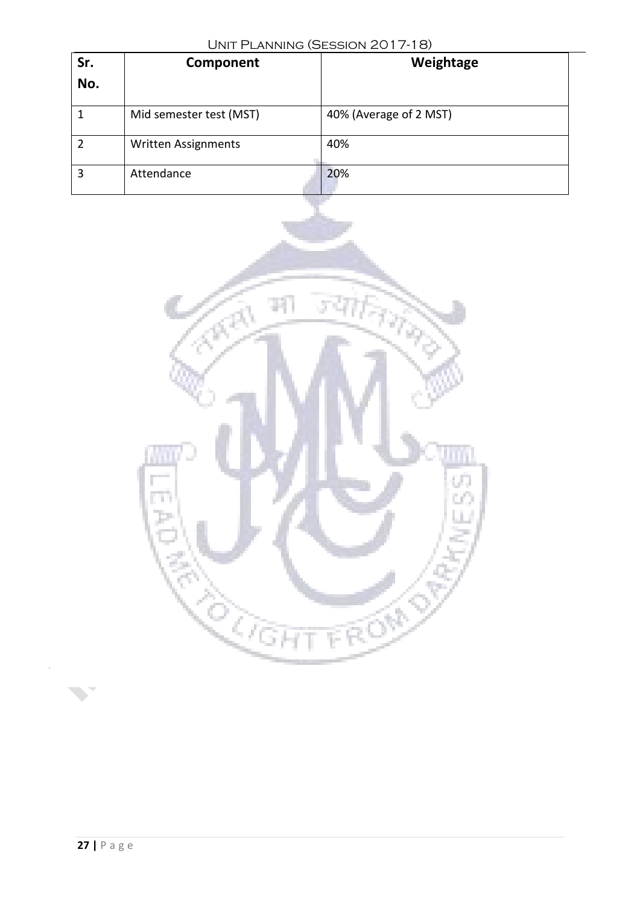| Sr. No. | Component | Weightage |
|---|---|---|
| 1 | Mid semester test (MST) | 40% (Average of 2 MST) |
| 2 | Written Assignments | 40% |
| 3 | Attendance | 20% |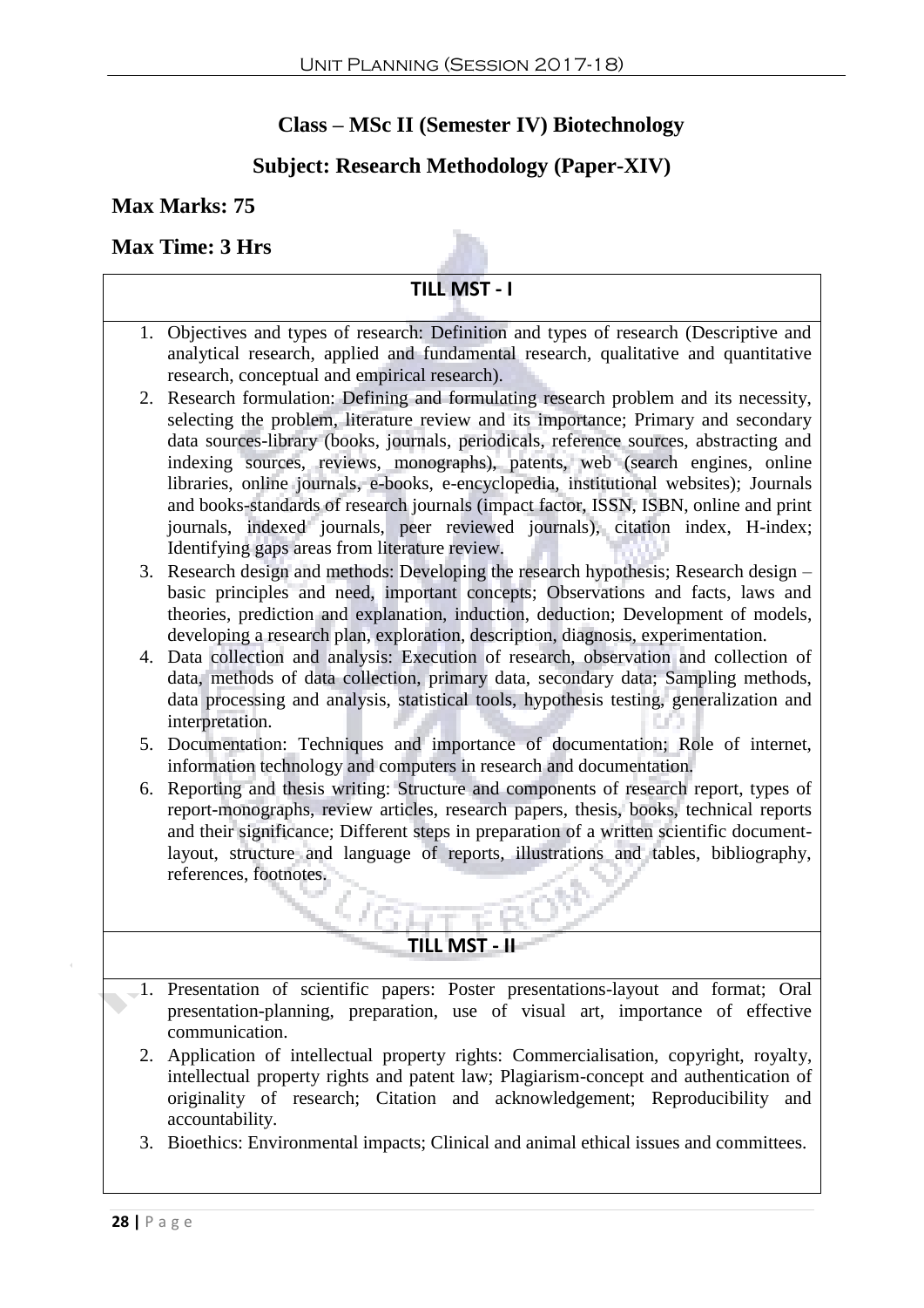## Class – MSc II (Semester IV) Biotechnology

## Subject: Research Methodology (Paper-XIV)

**Max Marks: 75**

**Max Time: 3 Hrs**

### TILL MST - I

1. Objectives and types of research: Definition and types of research (Descriptive and analytical research, applied and fundamental research, qualitative and quantitative research, conceptual and empirical research).
2. Research formulation: Defining and formulating research problem and its necessity, selecting the problem, literature review and its importance; Primary and secondary data sources-library (books, journals, periodicals, reference sources, abstracting and indexing sources, reviews, monographs), patents, web (search engines, online libraries, online journals, e-books, e-encyclopedia, institutional websites); Journals and books-standards of research journals (impact factor, ISSN, ISBN, online and print journals, indexed journals, peer reviewed journals), citation index, H-index; Identifying gaps areas from literature review.
3. Research design and methods: Developing the research hypothesis; Research design – basic principles and need, important concepts; Observations and facts, laws and theories, prediction and explanation, induction, deduction; Development of models, developing a research plan, exploration, description, diagnosis, experimentation.
4. Data collection and analysis: Execution of research, observation and collection of data, methods of data collection, primary data, secondary data; Sampling methods, data processing and analysis, statistical tools, hypothesis testing, generalization and interpretation.
5. Documentation: Techniques and importance of documentation; Role of internet, information technology and computers in research and documentation.
6. Reporting and thesis writing: Structure and components of research report, types of report-monographs, review articles, research papers, thesis, books, technical reports and their significance; Different steps in preparation of a written scientific document-layout, structure and language of reports, illustrations and tables, bibliography, references, footnotes.

### TILL MST - II

1. Presentation of scientific papers: Poster presentations-layout and format; Oral presentation-planning, preparation, use of visual art, importance of effective communication.
2. Application of intellectual property rights: Commercialisation, copyright, royalty, intellectual property rights and patent law; Plagiarism-concept and authentication of originality of research; Citation and acknowledgement; Reproducibility and accountability.
3. Bioethics: Environmental impacts; Clinical and animal ethical issues and committees.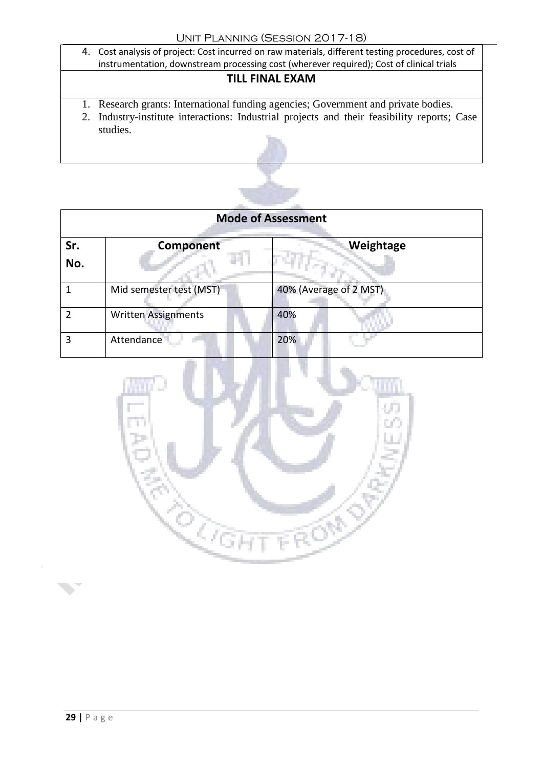4. Cost analysis of project: Cost incurred on raw materials, different testing procedures, cost of instrumentation, downstream processing cost (wherever required); Cost of clinical trials

**TILL FINAL EXAM**

1. Research grants: International funding agencies; Government and private bodies.
2. Industry-institute interactions: Industrial projects and their feasibility reports; Case studies.

| **Mode of Assessment** | | |
|---|---|---|
| **Sr. No.** | **Component** | **Weightage** |
| 1 | Mid semester test (MST) | 40% (Average of 2 MST) |
| 2 | Written Assignments | 40% |
| 3 | Attendance | 20% |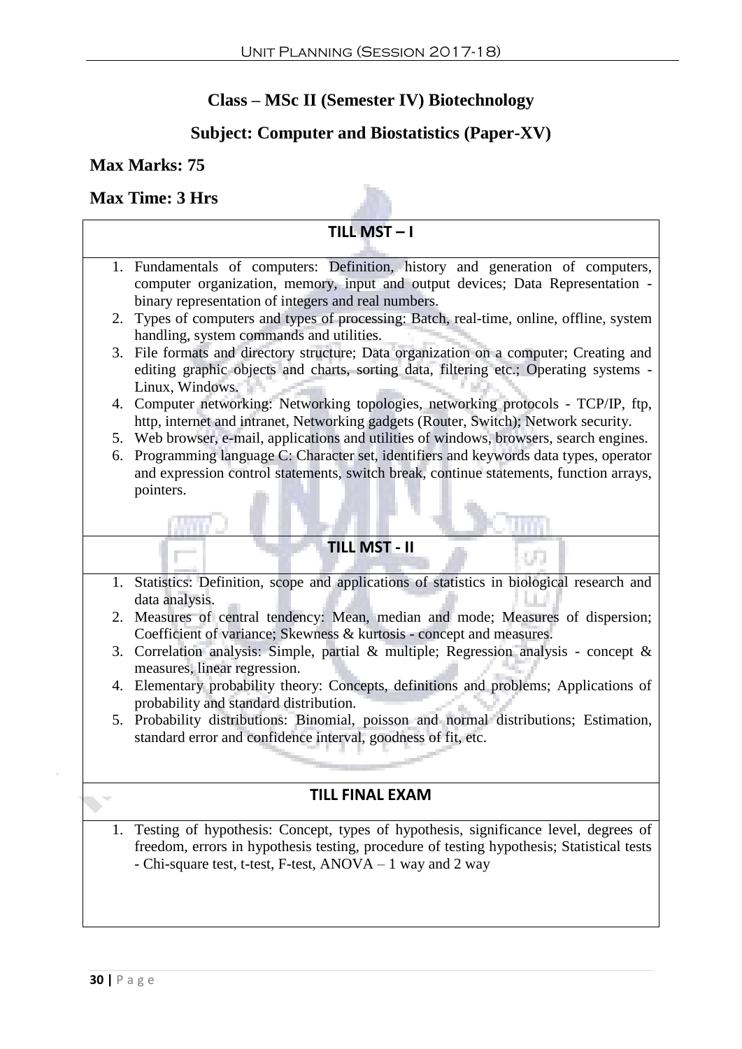## Class – MSc II (Semester IV) Biotechnology

## Subject: Computer and Biostatistics (Paper-XV)

**Max Marks: 75**

**Max Time: 3 Hrs**

### TILL MST – I

1. Fundamentals of computers: Definition, history and generation of computers, computer organization, memory, input and output devices; Data Representation - binary representation of integers and real numbers.
2. Types of computers and types of processing: Batch, real-time, online, offline, system handling, system commands and utilities.
3. File formats and directory structure; Data organization on a computer; Creating and editing graphic objects and charts, sorting data, filtering etc.; Operating systems - Linux, Windows.
4. Computer networking: Networking topologies, networking protocols - TCP/IP, ftp, http, internet and intranet, Networking gadgets (Router, Switch); Network security.
5. Web browser, e-mail, applications and utilities of windows, browsers, search engines.
6. Programming language C: Character set, identifiers and keywords data types, operator and expression control statements, switch break, continue statements, function arrays, pointers.

### TILL MST - II

1. Statistics: Definition, scope and applications of statistics in biological research and data analysis.
2. Measures of central tendency: Mean, median and mode; Measures of dispersion; Coefficient of variance; Skewness & kurtosis - concept and measures.
3. Correlation analysis: Simple, partial & multiple; Regression analysis - concept & measures, linear regression.
4. Elementary probability theory: Concepts, definitions and problems; Applications of probability and standard distribution.
5. Probability distributions: Binomial, poisson and normal distributions; Estimation, standard error and confidence interval, goodness of fit, etc.

### TILL FINAL EXAM

1. Testing of hypothesis: Concept, types of hypothesis, significance level, degrees of freedom, errors in hypothesis testing, procedure of testing hypothesis; Statistical tests - Chi-square test, t-test, F-test, ANOVA – 1 way and 2 way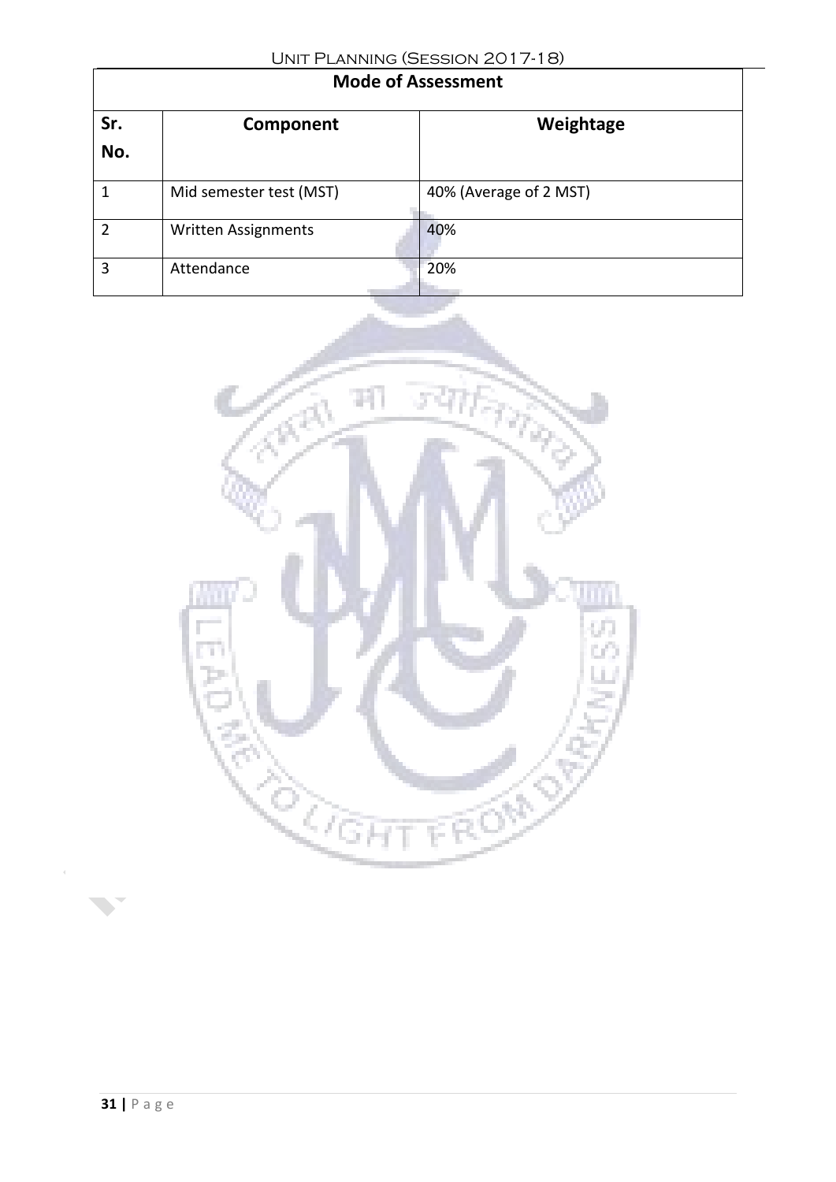| Mode of Assessment | | |
| --- | --- | --- |
| **Sr. No.** | **Component** | **Weightage** |
| 1 | Mid semester test (MST) | 40% (Average of 2 MST) |
| 2 | Written Assignments | 40% |
| 3 | Attendance | 20% |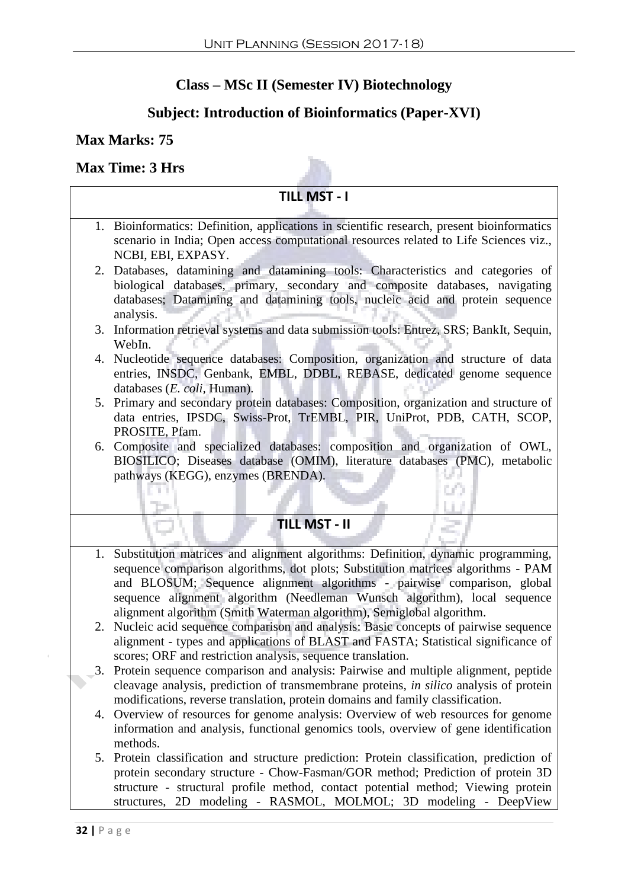**Class – MSc II (Semester IV) Biotechnology**

**Subject: Introduction of Bioinformatics (Paper-XVI)**

**Max Marks: 75**

**Max Time: 3 Hrs**

| TILL MST - I |
|---|
| 1. Bioinformatics: Definition, applications in scientific research, present bioinformatics scenario in India; Open access computational resources related to Life Sciences viz., NCBI, EBI, EXPASY.<br>2. Databases, datamining and datamining tools: Characteristics and categories of biological databases, primary, secondary and composite databases, navigating databases; Datamining and datamining tools, nucleic acid and protein sequence analysis.<br>3. Information retrieval systems and data submission tools: Entrez, SRS; BankIt, Sequin, WebIn.<br>4. Nucleotide sequence databases: Composition, organization and structure of data entries, INSDC, Genbank, EMBL, DDBL, REBASE, dedicated genome sequence databases (*E. coli*, Human).<br>5. Primary and secondary protein databases: Composition, organization and structure of data entries, IPSDC, Swiss-Prot, TrEMBL, PIR, UniProt, PDB, CATH, SCOP, PROSITE, Pfam.<br>6. Composite and specialized databases: composition and organization of OWL, BIOSILICO; Diseases database (OMIM), literature databases (PMC), metabolic pathways (KEGG), enzymes (BRENDA). |
| **TILL MST - II** |
| 1. Substitution matrices and alignment algorithms: Definition, dynamic programming, sequence comparison algorithms, dot plots; Substitution matrices algorithms - PAM and BLOSUM; Sequence alignment algorithms - pairwise comparison, global sequence alignment algorithm (Needleman Wunsch algorithm), local sequence alignment algorithm (Smith Waterman algorithm), Semiglobal algorithm.<br>2. Nucleic acid sequence comparison and analysis: Basic concepts of pairwise sequence alignment - types and applications of BLAST and FASTA; Statistical significance of scores; ORF and restriction analysis, sequence translation.<br>3. Protein sequence comparison and analysis: Pairwise and multiple alignment, peptide cleavage analysis, prediction of transmembrane proteins, *in silico* analysis of protein modifications, reverse translation, protein domains and family classification.<br>4. Overview of resources for genome analysis: Overview of web resources for genome information and analysis, functional genomics tools, overview of gene identification methods.<br>5. Protein classification and structure prediction: Protein classification, prediction of protein secondary structure - Chow-Fasman/GOR method; Prediction of protein 3D structure - structural profile method, contact potential method; Viewing protein structures, 2D modeling - RASMOL, MOLMOL; 3D modeling - DeepView |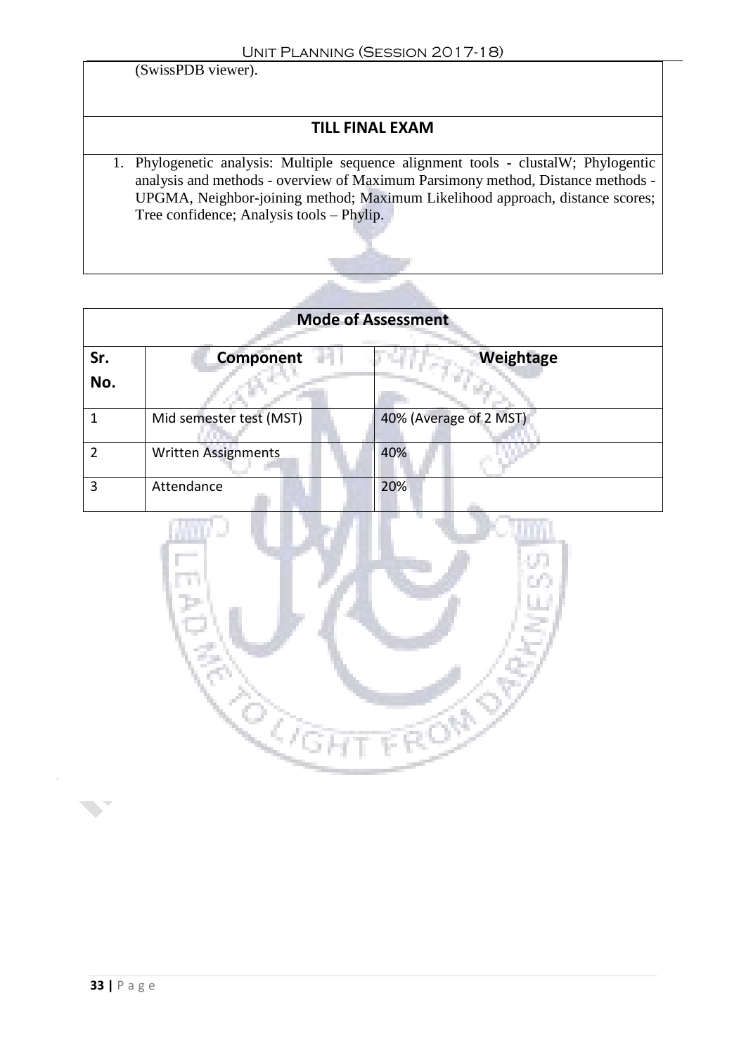(SwissPDB viewer).

## TILL FINAL EXAM

1. Phylogenetic analysis: Multiple sequence alignment tools - clustalW; Phylogentic analysis and methods - overview of Maximum Parsimony method, Distance methods - UPGMA, Neighbor-joining method; Maximum Likelihood approach, distance scores; Tree confidence; Analysis tools – Phylip.

## Mode of Assessment

| Sr. No. | Component | Weightage |
|---|---|---|
| 1 | Mid semester test (MST) | 40% (Average of 2 MST) |
| 2 | Written Assignments | 40% |
| 3 | Attendance | 20% |